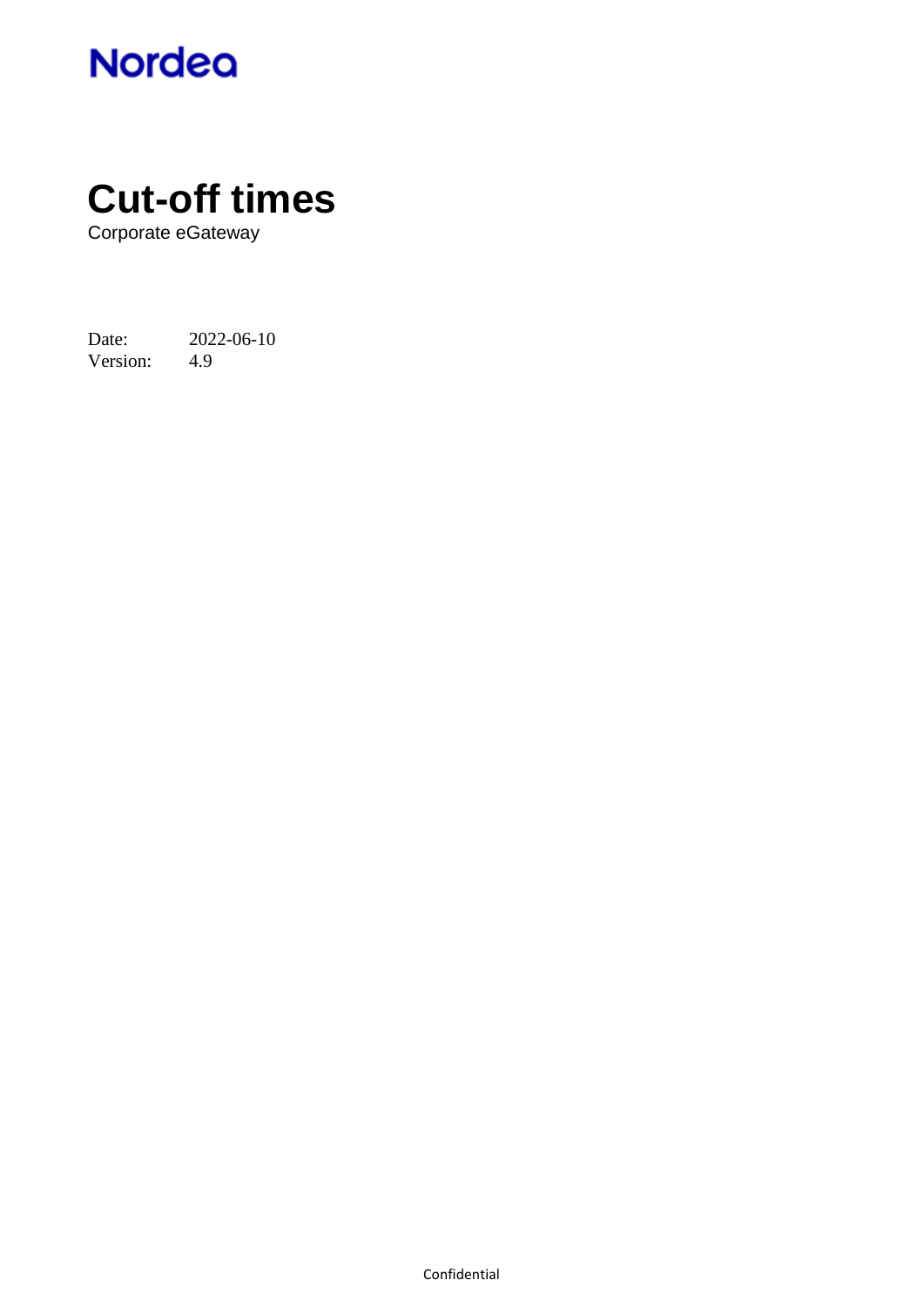Nordea

# Cut-off times

Corporate eGateway

Date: 2022-06-10
Version: 4.9

Confidential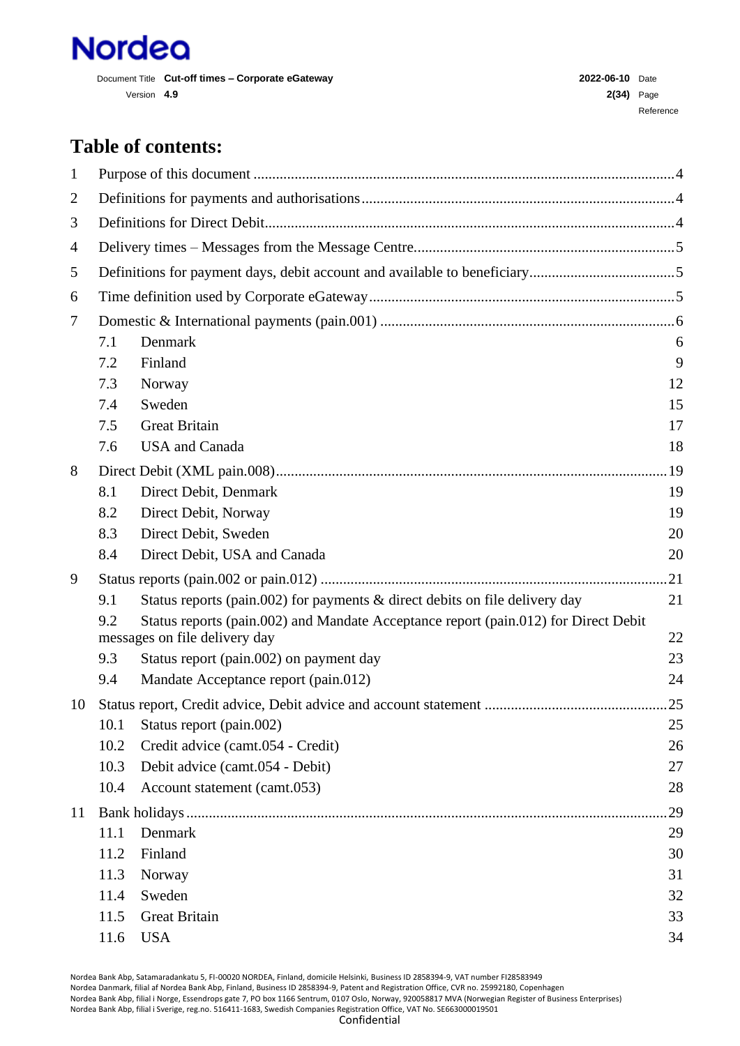# Table of contents:

| | | |
|---|---|---|
| 1 | Purpose of this document | 4 |
| 2 | Definitions for payments and authorisations | 4 |
| 3 | Definitions for Direct Debit | 4 |
| 4 | Delivery times – Messages from the Message Centre | 5 |
| 5 | Definitions for payment days, debit account and available to beneficiary | 5 |
| 6 | Time definition used by Corporate eGateway | 5 |
| 7 | Domestic & International payments (pain.001) | 6 |
| 7.1 | Denmark | 6 |
| 7.2 | Finland | 9 |
| 7.3 | Norway | 12 |
| 7.4 | Sweden | 15 |
| 7.5 | Great Britain | 17 |
| 7.6 | USA and Canada | 18 |
| 8 | Direct Debit (XML pain.008) | 19 |
| 8.1 | Direct Debit, Denmark | 19 |
| 8.2 | Direct Debit, Norway | 19 |
| 8.3 | Direct Debit, Sweden | 20 |
| 8.4 | Direct Debit, USA and Canada | 20 |
| 9 | Status reports (pain.002 or pain.012) | 21 |
| 9.1 | Status reports (pain.002) for payments & direct debits on file delivery day | 21 |
| 9.2 | Status reports (pain.002) and Mandate Acceptance report (pain.012) for Direct Debit messages on file delivery day | 22 |
| 9.3 | Status report (pain.002) on payment day | 23 |
| 9.4 | Mandate Acceptance report (pain.012) | 24 |
| 10 | Status report, Credit advice, Debit advice and account statement | 25 |
| 10.1 | Status report (pain.002) | 25 |
| 10.2 | Credit advice (camt.054 - Credit) | 26 |
| 10.3 | Debit advice (camt.054 - Debit) | 27 |
| 10.4 | Account statement (camt.053) | 28 |
| 11 | Bank holidays | 29 |
| 11.1 | Denmark | 29 |
| 11.2 | Finland | 30 |
| 11.3 | Norway | 31 |
| 11.4 | Sweden | 32 |
| 11.5 | Great Britain | 33 |
| 11.6 | USA | 34 |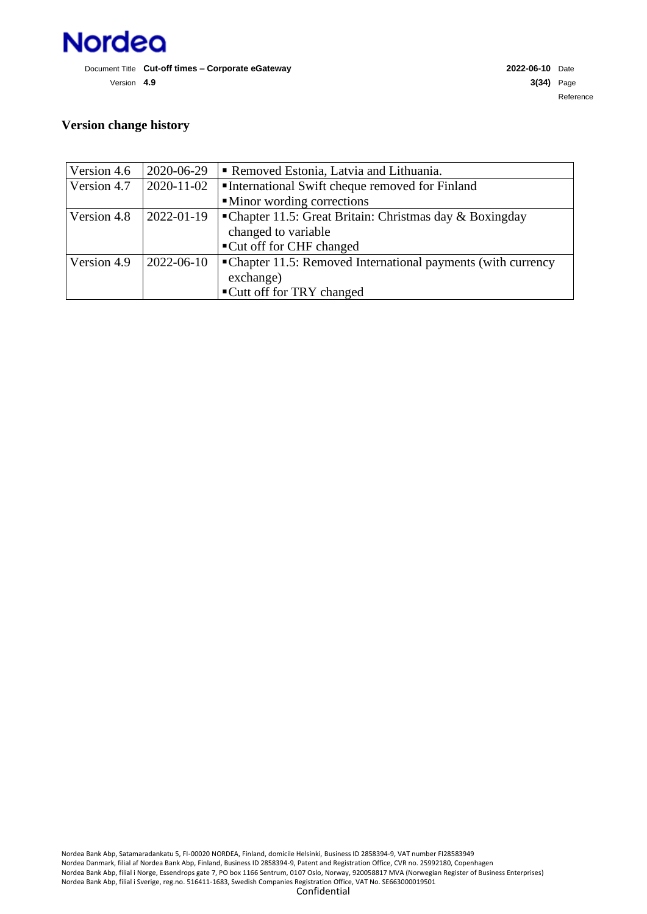## Version change history

| | | |
|---|---|---|
| Version 4.6 | 2020-06-29 | ▪ Removed Estonia, Latvia and Lithuania. |
| Version 4.7 | 2020-11-02 | ▪ International Swift cheque removed for Finland<br>▪ Minor wording corrections |
| Version 4.8 | 2022-01-19 | ▪ Chapter 11.5: Great Britain: Christmas day & Boxingday changed to variable<br>▪ Cut off for CHF changed |
| Version 4.9 | 2022-06-10 | ▪ Chapter 11.5: Removed International payments (with currency exchange)<br>▪ Cutt off for TRY changed |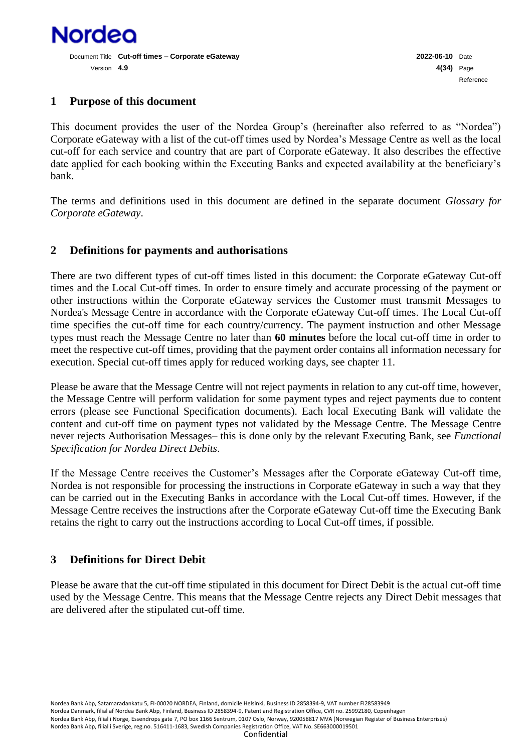## 1 Purpose of this document

This document provides the user of the Nordea Group's (hereinafter also referred to as "Nordea") Corporate eGateway with a list of the cut-off times used by Nordea's Message Centre as well as the local cut-off for each service and country that are part of Corporate eGateway. It also describes the effective date applied for each booking within the Executing Banks and expected availability at the beneficiary's bank.

The terms and definitions used in this document are defined in the separate document *Glossary for Corporate eGateway*.

## 2 Definitions for payments and authorisations

There are two different types of cut-off times listed in this document: the Corporate eGateway Cut-off times and the Local Cut-off times. In order to ensure timely and accurate processing of the payment or other instructions within the Corporate eGateway services the Customer must transmit Messages to Nordea's Message Centre in accordance with the Corporate eGateway Cut-off times. The Local Cut-off time specifies the cut-off time for each country/currency. The payment instruction and other Message types must reach the Message Centre no later than **60 minutes** before the local cut-off time in order to meet the respective cut-off times, providing that the payment order contains all information necessary for execution. Special cut-off times apply for reduced working days, see chapter 11.

Please be aware that the Message Centre will not reject payments in relation to any cut-off time, however, the Message Centre will perform validation for some payment types and reject payments due to content errors (please see Functional Specification documents). Each local Executing Bank will validate the content and cut-off time on payment types not validated by the Message Centre. The Message Centre never rejects Authorisation Messages– this is done only by the relevant Executing Bank, see *Functional Specification for Nordea Direct Debits*.

If the Message Centre receives the Customer's Messages after the Corporate eGateway Cut-off time, Nordea is not responsible for processing the instructions in Corporate eGateway in such a way that they can be carried out in the Executing Banks in accordance with the Local Cut-off times. However, if the Message Centre receives the instructions after the Corporate eGateway Cut-off time the Executing Bank retains the right to carry out the instructions according to Local Cut-off times, if possible.

## 3 Definitions for Direct Debit

Please be aware that the cut-off time stipulated in this document for Direct Debit is the actual cut-off time used by the Message Centre. This means that the Message Centre rejects any Direct Debit messages that are delivered after the stipulated cut-off time.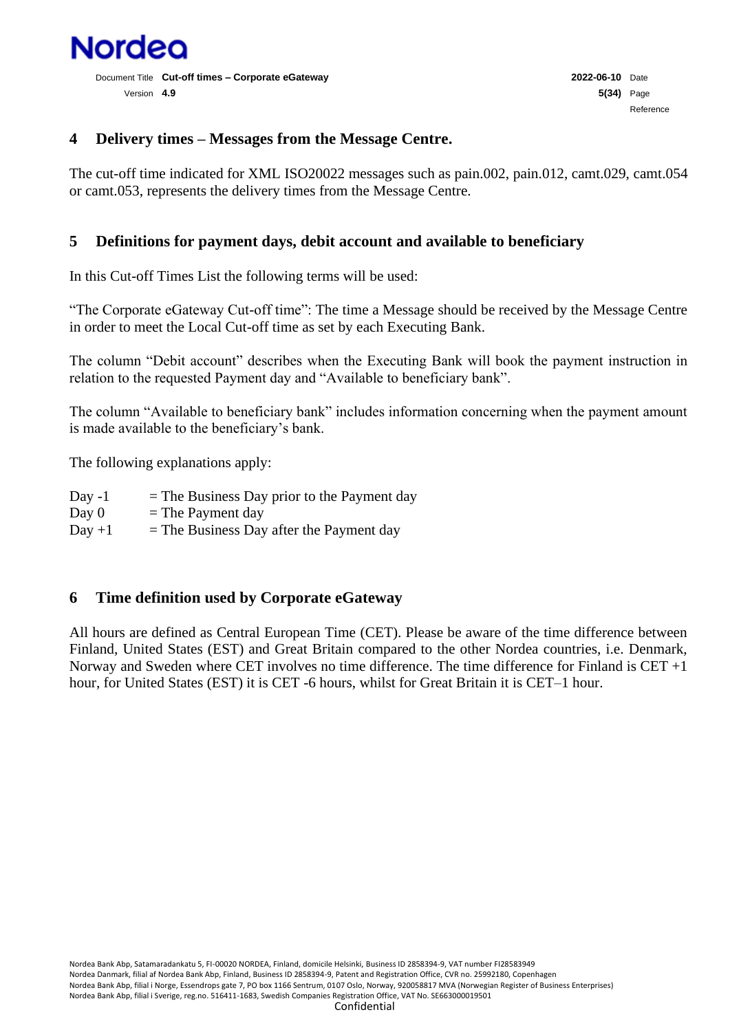## 4 Delivery times – Messages from the Message Centre.

The cut-off time indicated for XML ISO20022 messages such as pain.002, pain.012, camt.029, camt.054 or camt.053, represents the delivery times from the Message Centre.

## 5 Definitions for payment days, debit account and available to beneficiary

In this Cut-off Times List the following terms will be used:

"The Corporate eGateway Cut-off time": The time a Message should be received by the Message Centre in order to meet the Local Cut-off time as set by each Executing Bank.

The column "Debit account" describes when the Executing Bank will book the payment instruction in relation to the requested Payment day and "Available to beneficiary bank".

The column "Available to beneficiary bank" includes information concerning when the payment amount is made available to the beneficiary's bank.

The following explanations apply:

Day -1 = The Business Day prior to the Payment day
Day 0 = The Payment day
Day +1 = The Business Day after the Payment day

## 6 Time definition used by Corporate eGateway

All hours are defined as Central European Time (CET). Please be aware of the time difference between Finland, United States (EST) and Great Britain compared to the other Nordea countries, i.e. Denmark, Norway and Sweden where CET involves no time difference. The time difference for Finland is CET +1 hour, for United States (EST) it is CET -6 hours, whilst for Great Britain it is CET–1 hour.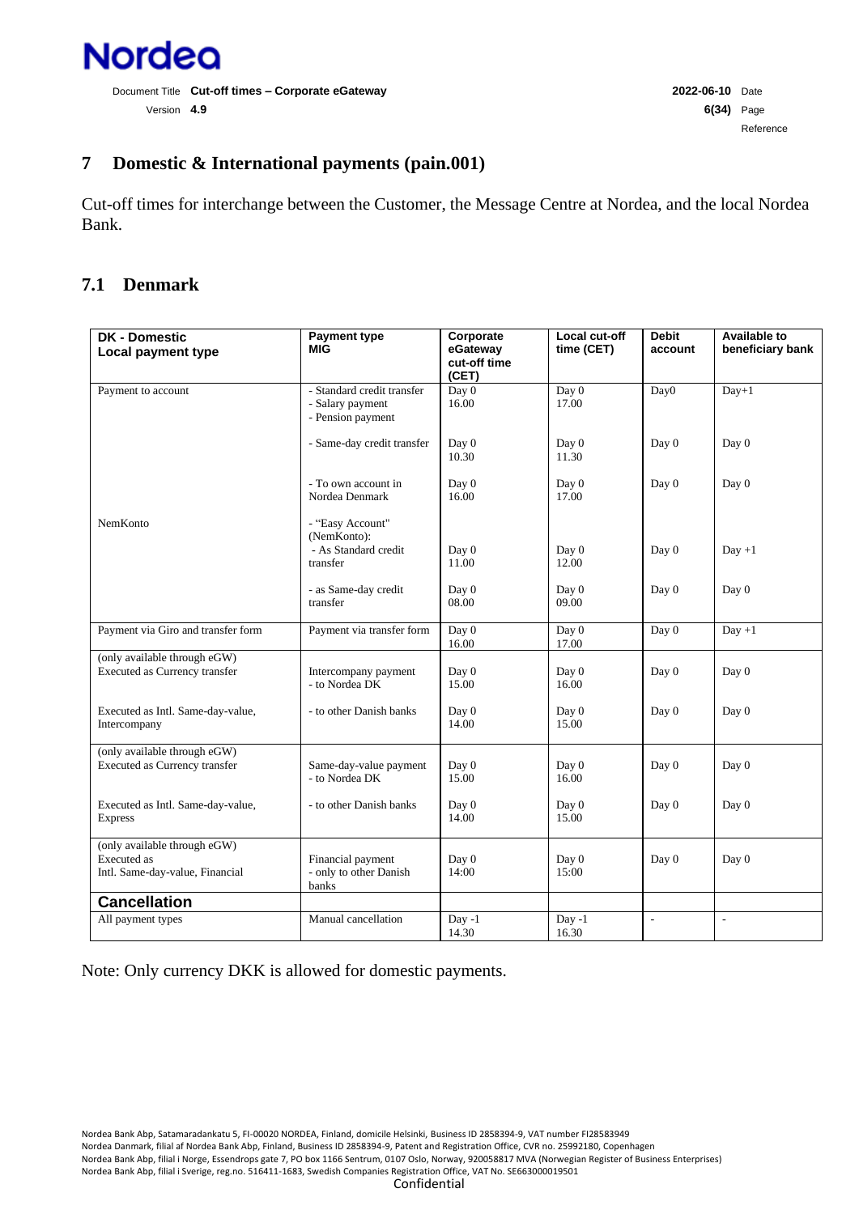# 7 Domestic & International payments (pain.001)

Cut-off times for interchange between the Customer, the Message Centre at Nordea, and the local Nordea Bank.

## 7.1 Denmark

| DK - Domestic Local payment type | Payment type MIG | Corporate eGateway cut-off time (CET) | Local cut-off time (CET) | Debit account | Available to beneficiary bank |
|---|---|---|---|---|---|
| Payment to account | - Standard credit transfer<br>- Salary payment<br>- Pension payment | Day 0<br>16.00 | Day 0<br>17.00 | Day0 | Day+1 |
| | - Same-day credit transfer | Day 0<br>10.30 | Day 0<br>11.30 | Day 0 | Day 0 |
| | - To own account in Nordea Denmark | Day 0<br>16.00 | Day 0<br>17.00 | Day 0 | Day 0 |
| NemKonto | - "Easy Account" (NemKonto):<br>- As Standard credit transfer | Day 0<br>11.00 | Day 0<br>12.00 | Day 0 | Day +1 |
| | - as Same-day credit transfer | Day 0<br>08.00 | Day 0<br>09.00 | Day 0 | Day 0 |
| Payment via Giro and transfer form | Payment via transfer form | Day 0<br>16.00 | Day 0<br>17.00 | Day 0 | Day +1 |
| (only available through eGW)<br>Executed as Currency transfer | Intercompany payment<br>- to Nordea DK | Day 0<br>15.00 | Day 0<br>16.00 | Day 0 | Day 0 |
| Executed as Intl. Same-day-value, Intercompany | - to other Danish banks | Day 0<br>14.00 | Day 0<br>15.00 | Day 0 | Day 0 |
| (only available through eGW)<br>Executed as Currency transfer | Same-day-value payment<br>- to Nordea DK | Day 0<br>15.00 | Day 0<br>16.00 | Day 0 | Day 0 |
| Executed as Intl. Same-day-value, Express | - to other Danish banks | Day 0<br>14.00 | Day 0<br>15.00 | Day 0 | Day 0 |
| (only available through eGW)<br>Executed as<br>Intl. Same-day-value, Financial | Financial payment<br>- only to other Danish banks | Day 0<br>14:00 | Day 0<br>15:00 | Day 0 | Day 0 |
| **Cancellation** | | | | | |
| All payment types | Manual cancellation | Day -1<br>14.30 | Day -1<br>16.30 | - | - |

Note: Only currency DKK is allowed for domestic payments.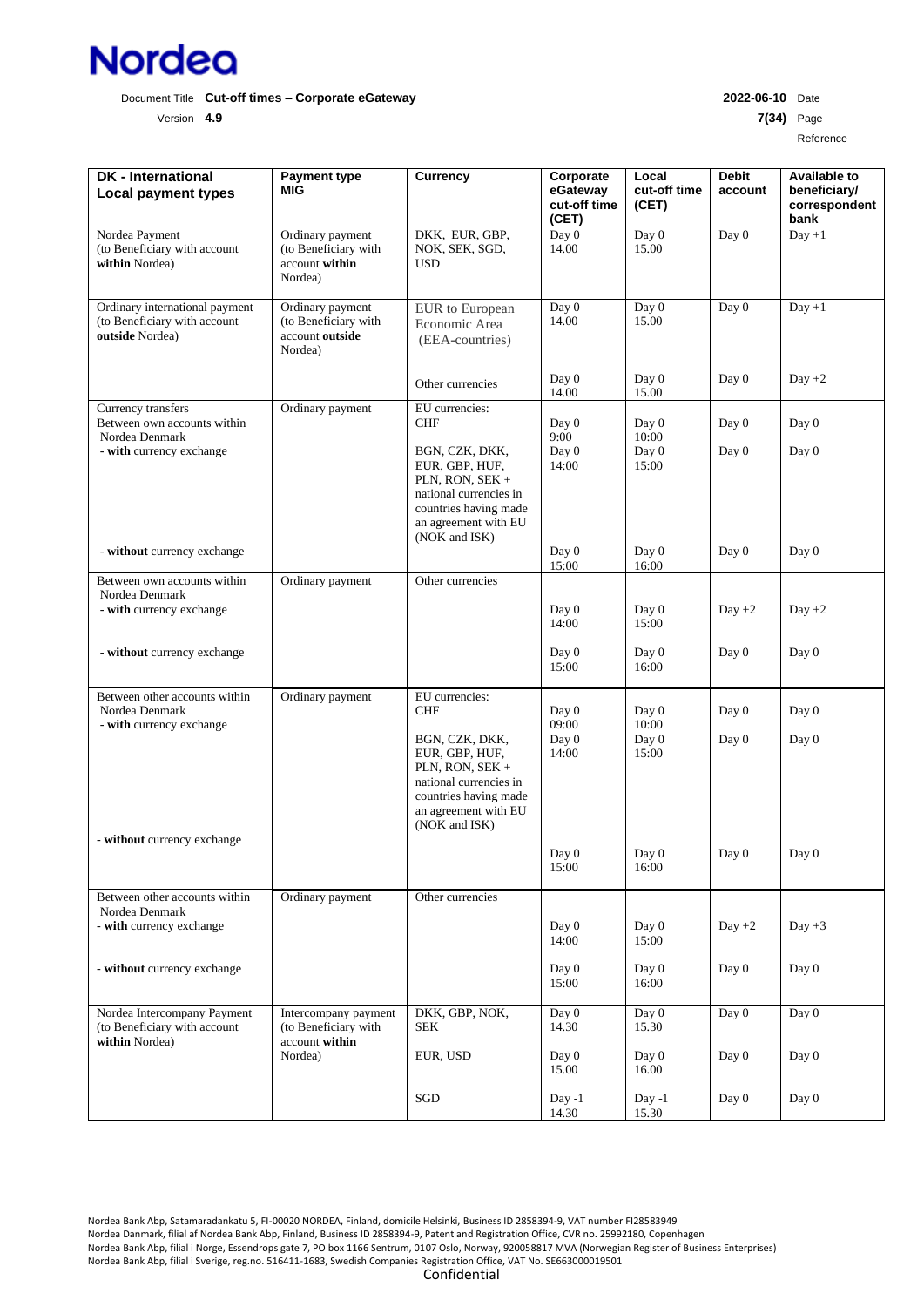| DK - International Local payment types | Payment type MIG | Currency | Corporate eGateway cut-off time (CET) | Local cut-off time (CET) | Debit account | Available to beneficiary/ correspondent bank |
|---|---|---|---|---|---|---|
| Nordea Payment (to Beneficiary with account **within** Nordea) | Ordinary payment (to Beneficiary with account **within** Nordea) | DKK, EUR, GBP, NOK, SEK, SGD, USD | Day 0 14.00 | Day 0 15.00 | Day 0 | Day +1 |
| Ordinary international payment (to Beneficiary with account **outside** Nordea) | Ordinary payment (to Beneficiary with account **outside** Nordea) | EUR to European Economic Area (EEA-countries) | Day 0 14.00 | Day 0 15.00 | Day 0 | Day +1 |
| | | Other currencies | Day 0 14.00 | Day 0 15.00 | Day 0 | Day +2 |
| Currency transfers Between own accounts within Nordea Denmark - **with** currency exchange | Ordinary payment | EU currencies: CHF | Day 0 9:00 | Day 0 10:00 | Day 0 | Day 0 |
| | | BGN, CZK, DKK, EUR, GBP, HUF, PLN, RON, SEK + national currencies in countries having made an agreement with EU (NOK and ISK) | Day 0 14:00 | Day 0 15:00 | Day 0 | Day 0 |
| - **without** currency exchange | | | Day 0 15:00 | Day 0 16:00 | Day 0 | Day 0 |
| Between own accounts within Nordea Denmark - **with** currency exchange | Ordinary payment | Other currencies | Day 0 14:00 | Day 0 15:00 | Day +2 | Day +2 |
| - **without** currency exchange | | | Day 0 15:00 | Day 0 16:00 | Day 0 | Day 0 |
| Between other accounts within Nordea Denmark - **with** currency exchange | Ordinary payment | EU currencies: CHF | Day 0 09:00 | Day 0 10:00 | Day 0 | Day 0 |
| | | BGN, CZK, DKK, EUR, GBP, HUF, PLN, RON, SEK + national currencies in countries having made an agreement with EU (NOK and ISK) | Day 0 14:00 | Day 0 15:00 | Day 0 | Day 0 |
| - **without** currency exchange | | | Day 0 15:00 | Day 0 16:00 | Day 0 | Day 0 |
| Between other accounts within Nordea Denmark - **with** currency exchange | Ordinary payment | Other currencies | Day 0 14:00 | Day 0 15:00 | Day +2 | Day +3 |
| - **without** currency exchange | | | Day 0 15:00 | Day 0 16:00 | Day 0 | Day 0 |
| Nordea Intercompany Payment (to Beneficiary with account **within** Nordea) | Intercompany payment (to Beneficiary with account **within** Nordea) | DKK, GBP, NOK, SEK | Day 0 14.30 | Day 0 15.30 | Day 0 | Day 0 |
| | | EUR, USD | Day 0 15.00 | Day 0 16.00 | Day 0 | Day 0 |
| | | SGD | Day -1 14.30 | Day -1 15.30 | Day 0 | Day 0 |

Nordea Bank Abp, Satamaradankatu 5, FI-00020 NORDEA, Finland, domicile Helsinki, Business ID 2858394-9, VAT number FI28583949
Nordea Danmark, filial af Nordea Bank Abp, Finland, Business ID 2858394-9, Patent and Registration Office, CVR no. 25992180, Copenhagen
Nordea Bank Abp, filial i Norge, Essendrops gate 7, PO box 1166 Sentrum, 0107 Oslo, Norway, 920058817 MVA (Norwegian Register of Business Enterprises)
Nordea Bank Abp, filial i Sverige, reg.no. 516411-1683, Swedish Companies Registration Office, VAT No. SE663000019501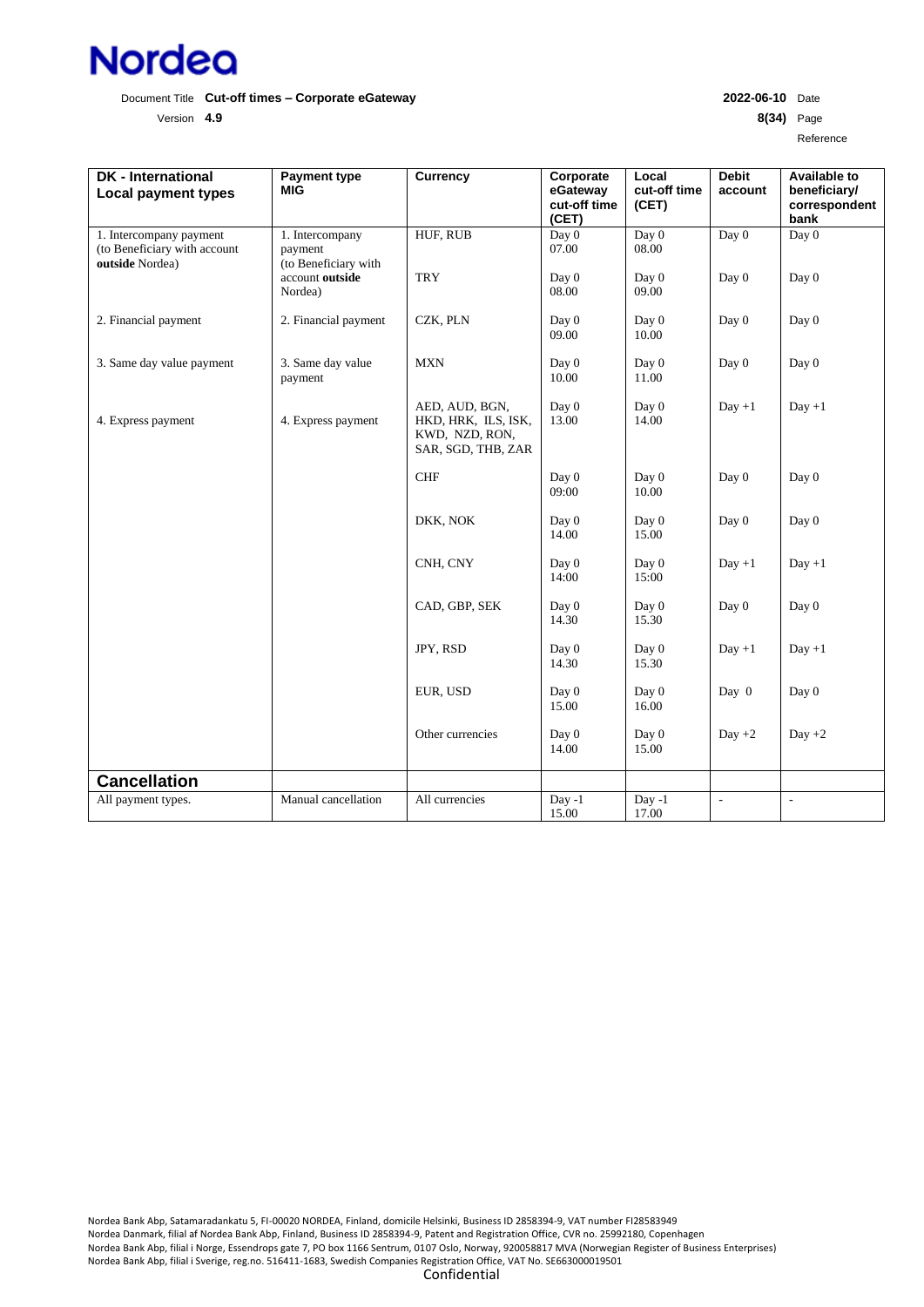| DK - International Local payment types | Payment type MIG | Currency | Corporate eGateway cut-off time (CET) | Local cut-off time (CET) | Debit account | Available to beneficiary/ correspondent bank |
|---|---|---|---|---|---|---|
| 1. Intercompany payment (to Beneficiary with account **outside** Nordea) | 1. Intercompany payment (to Beneficiary with account **outside** Nordea) | HUF, RUB | Day 0 07.00 | Day 0 08.00 | Day 0 | Day 0 |
| | | TRY | Day 0 08.00 | Day 0 09.00 | Day 0 | Day 0 |
| 2. Financial payment | 2. Financial payment | CZK, PLN | Day 0 09.00 | Day 0 10.00 | Day 0 | Day 0 |
| 3. Same day value payment | 3. Same day value payment | MXN | Day 0 10.00 | Day 0 11.00 | Day 0 | Day 0 |
| 4. Express payment | 4. Express payment | AED, AUD, BGN, HKD, HRK, ILS, ISK, KWD, NZD, RON, SAR, SGD, THB, ZAR | Day 0 13.00 | Day 0 14.00 | Day +1 | Day +1 |
| | | CHF | Day 0 09:00 | Day 0 10.00 | Day 0 | Day 0 |
| | | DKK, NOK | Day 0 14.00 | Day 0 15.00 | Day 0 | Day 0 |
| | | CNH, CNY | Day 0 14:00 | Day 0 15:00 | Day +1 | Day +1 |
| | | CAD, GBP, SEK | Day 0 14.30 | Day 0 15.30 | Day 0 | Day 0 |
| | | JPY, RSD | Day 0 14.30 | Day 0 15.30 | Day +1 | Day +1 |
| | | EUR, USD | Day 0 15.00 | Day 0 16.00 | Day 0 | Day 0 |
| | | Other currencies | Day 0 14.00 | Day 0 15.00 | Day +2 | Day +2 |
| **Cancellation** | | | | | | |
| All payment types. | Manual cancellation | All currencies | Day -1 15.00 | Day -1 17.00 | - | - |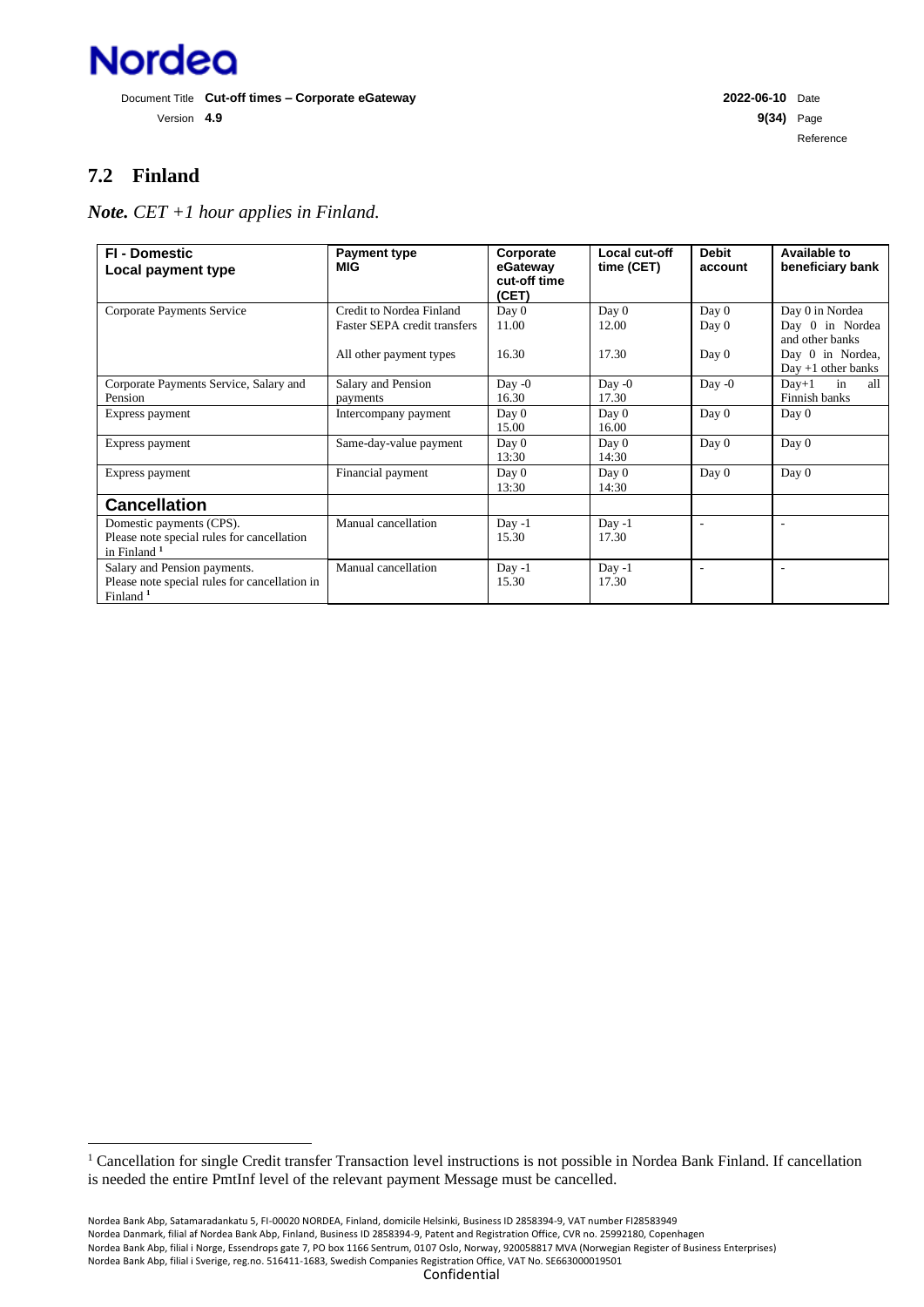## 7.2 Finland

***Note.*** *CET +1 hour applies in Finland.*

| FI - Domestic Local payment type | Payment type MIG | Corporate eGateway cut-off time (CET) | Local cut-off time (CET) | Debit account | Available to beneficiary bank |
|---|---|---|---|---|---|
| Corporate Payments Service | Credit to Nordea Finland<br>Faster SEPA credit transfers<br><br>All other payment types | Day 0<br>11.00<br><br>16.30 | Day 0<br>12.00<br><br>17.30 | Day 0<br>Day 0<br><br>Day 0 | Day 0 in Nordea<br>Day 0 in Nordea and other banks<br>Day 0 in Nordea, Day +1 other banks |
| Corporate Payments Service, Salary and Pension | Salary and Pension payments | Day -0<br>16.30 | Day -0<br>17.30 | Day -0 | Day+1 in all Finnish banks |
| Express payment | Intercompany payment | Day 0<br>15.00 | Day 0<br>16.00 | Day 0 | Day 0 |
| Express payment | Same-day-value payment | Day 0<br>13:30 | Day 0<br>14:30 | Day 0 | Day 0 |
| Express payment | Financial payment | Day 0<br>13:30 | Day 0<br>14:30 | Day 0 | Day 0 |
| **Cancellation** | | | | | |
| Domestic payments (CPS).<br>Please note special rules for cancellation in Finland [1] | Manual cancellation | Day -1<br>15.30 | Day -1<br>17.30 | - | - |
| Salary and Pension payments.<br>Please note special rules for cancellation in Finland [1] | Manual cancellation | Day -1<br>15.30 | Day -1<br>17.30 | - | - |

[1] Cancellation for single Credit transfer Transaction level instructions is not possible in Nordea Bank Finland. If cancellation is needed the entire PmtInf level of the relevant payment Message must be cancelled.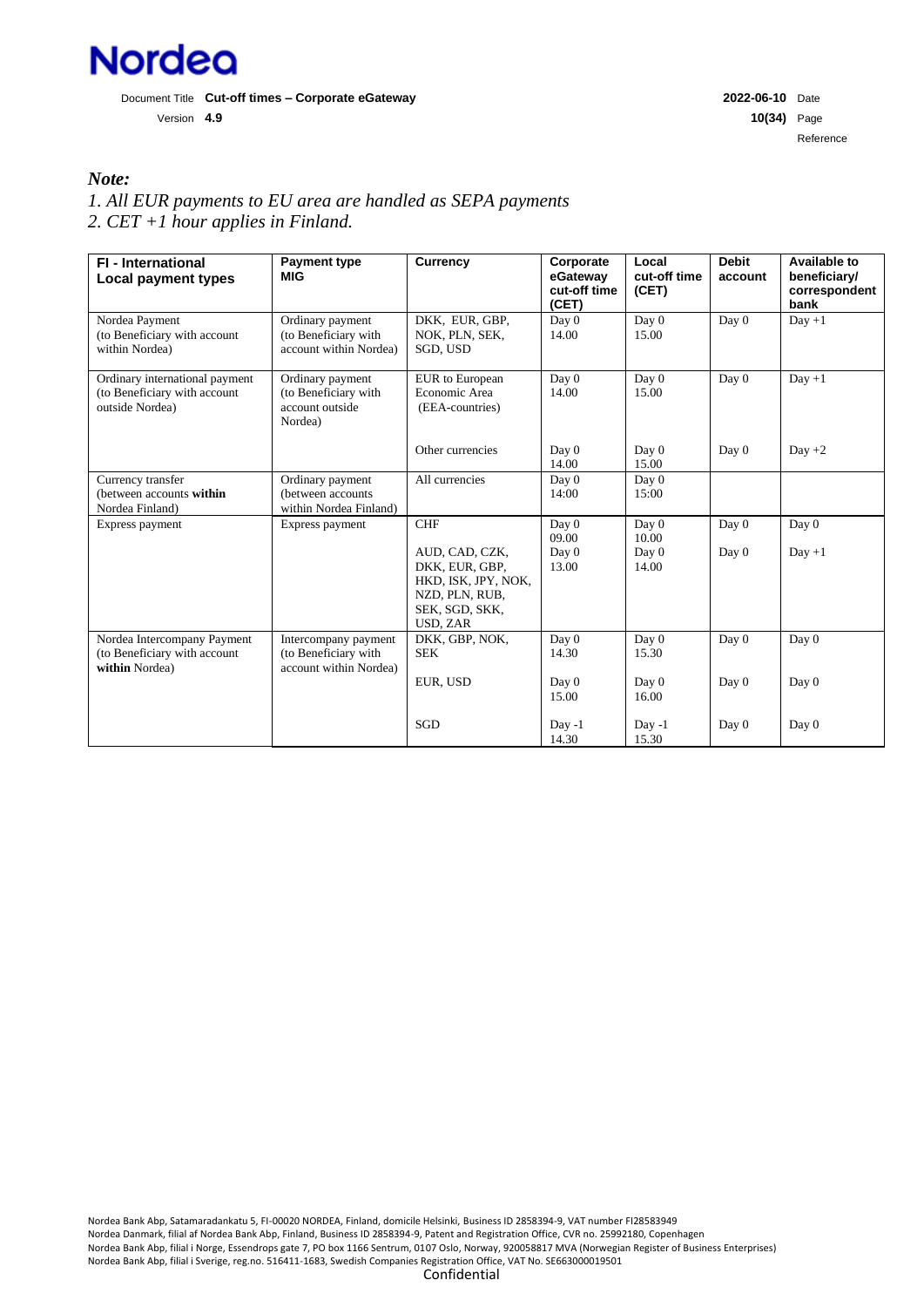*Note:*

*1. All EUR payments to EU area are handled as SEPA payments*
*2. CET +1 hour applies in Finland.*

| FI - International Local payment types | Payment type MIG | Currency | Corporate eGateway cut-off time (CET) | Local cut-off time (CET) | Debit account | Available to beneficiary/ correspondent bank |
|---|---|---|---|---|---|---|
| Nordea Payment (to Beneficiary with account within Nordea) | Ordinary payment (to Beneficiary with account within Nordea) | DKK, EUR, GBP, NOK, PLN, SEK, SGD, USD | Day 0 14.00 | Day 0 15.00 | Day 0 | Day +1 |
| Ordinary international payment (to Beneficiary with account outside Nordea) | Ordinary payment (to Beneficiary with account outside Nordea) | EUR to European Economic Area (EEA-countries) | Day 0 14.00 | Day 0 15.00 | Day 0 | Day +1 |
| | | Other currencies | Day 0 14.00 | Day 0 15.00 | Day 0 | Day +2 |
| Currency transfer (between accounts **within** Nordea Finland) | Ordinary payment (between accounts within Nordea Finland) | All currencies | Day 0 14:00 | Day 0 15:00 | | |
| Express payment | Express payment | CHF | Day 0 09.00 | Day 0 10.00 | Day 0 | Day 0 |
| | | AUD, CAD, CZK, DKK, EUR, GBP, HKD, ISK, JPY, NOK, NZD, PLN, RUB, SEK, SGD, SKK, USD, ZAR | Day 0 13.00 | Day 0 14.00 | Day 0 | Day +1 |
| Nordea Intercompany Payment (to Beneficiary with account **within** Nordea) | Intercompany payment (to Beneficiary with account within Nordea) | DKK, GBP, NOK, SEK | Day 0 14.30 | Day 0 15.30 | Day 0 | Day 0 |
| | | EUR, USD | Day 0 15.00 | Day 0 16.00 | Day 0 | Day 0 |
| | | SGD | Day -1 14.30 | Day -1 15.30 | Day 0 | Day 0 |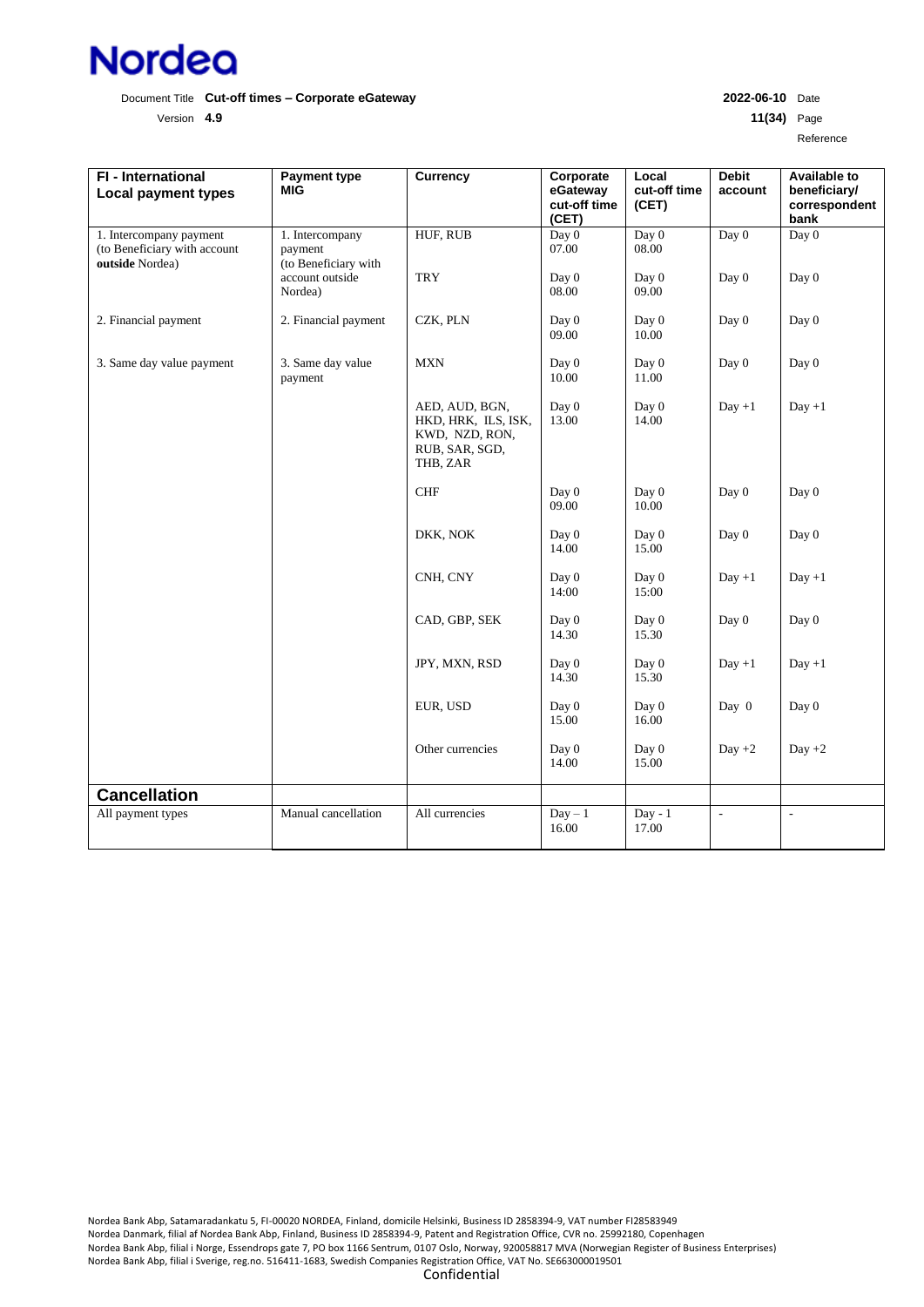| **FI - International Local payment types** | **Payment type MIG** | **Currency** | **Corporate eGateway cut-off time (CET)** | **Local cut-off time (CET)** | **Debit account** | **Available to beneficiary/ correspondent bank** |
|---|---|---|---|---|---|---|
| 1. Intercompany payment (to Beneficiary with account **outside** Nordea) | 1. Intercompany payment (to Beneficiary with account outside Nordea) | HUF, RUB | Day 0 07.00 | Day 0 08.00 | Day 0 | Day 0 |
| | | TRY | Day 0 08.00 | Day 0 09.00 | Day 0 | Day 0 |
| 2. Financial payment | 2. Financial payment | CZK, PLN | Day 0 09.00 | Day 0 10.00 | Day 0 | Day 0 |
| 3. Same day value payment | 3. Same day value payment | MXN | Day 0 10.00 | Day 0 11.00 | Day 0 | Day 0 |
| | | AED, AUD, BGN, HKD, HRK, ILS, ISK, KWD, NZD, RON, RUB, SAR, SGD, THB, ZAR | Day 0 13.00 | Day 0 14.00 | Day +1 | Day +1 |
| | | CHF | Day 0 09.00 | Day 0 10.00 | Day 0 | Day 0 |
| | | DKK, NOK | Day 0 14.00 | Day 0 15.00 | Day 0 | Day 0 |
| | | CNH, CNY | Day 0 14:00 | Day 0 15:00 | Day +1 | Day +1 |
| | | CAD, GBP, SEK | Day 0 14.30 | Day 0 15.30 | Day 0 | Day 0 |
| | | JPY, MXN, RSD | Day 0 14.30 | Day 0 15.30 | Day +1 | Day +1 |
| | | EUR, USD | Day 0 15.00 | Day 0 16.00 | Day 0 | Day 0 |
| | | Other currencies | Day 0 14.00 | Day 0 15.00 | Day +2 | Day +2 |
| **Cancellation** | | | | | | |
| All payment types | Manual cancellation | All currencies | Day – 1 16.00 | Day - 1 17.00 | - | - |

Nordea Bank Abp, Satamaradankatu 5, FI-00020 NORDEA, Finland, domicile Helsinki, Business ID 2858394-9, VAT number FI28583949
Nordea Danmark, filial af Nordea Bank Abp, Finland, Business ID 2858394-9, Patent and Registration Office, CVR no. 25992180, Copenhagen
Nordea Bank Abp, filial i Norge, Essendrops gate 7, PO box 1166 Sentrum, 0107 Oslo, Norway, 920058817 MVA (Norwegian Register of Business Enterprises)
Nordea Bank Abp, filial i Sverige, reg.no. 516411-1683, Swedish Companies Registration Office, VAT No. SE663000019501
Confidential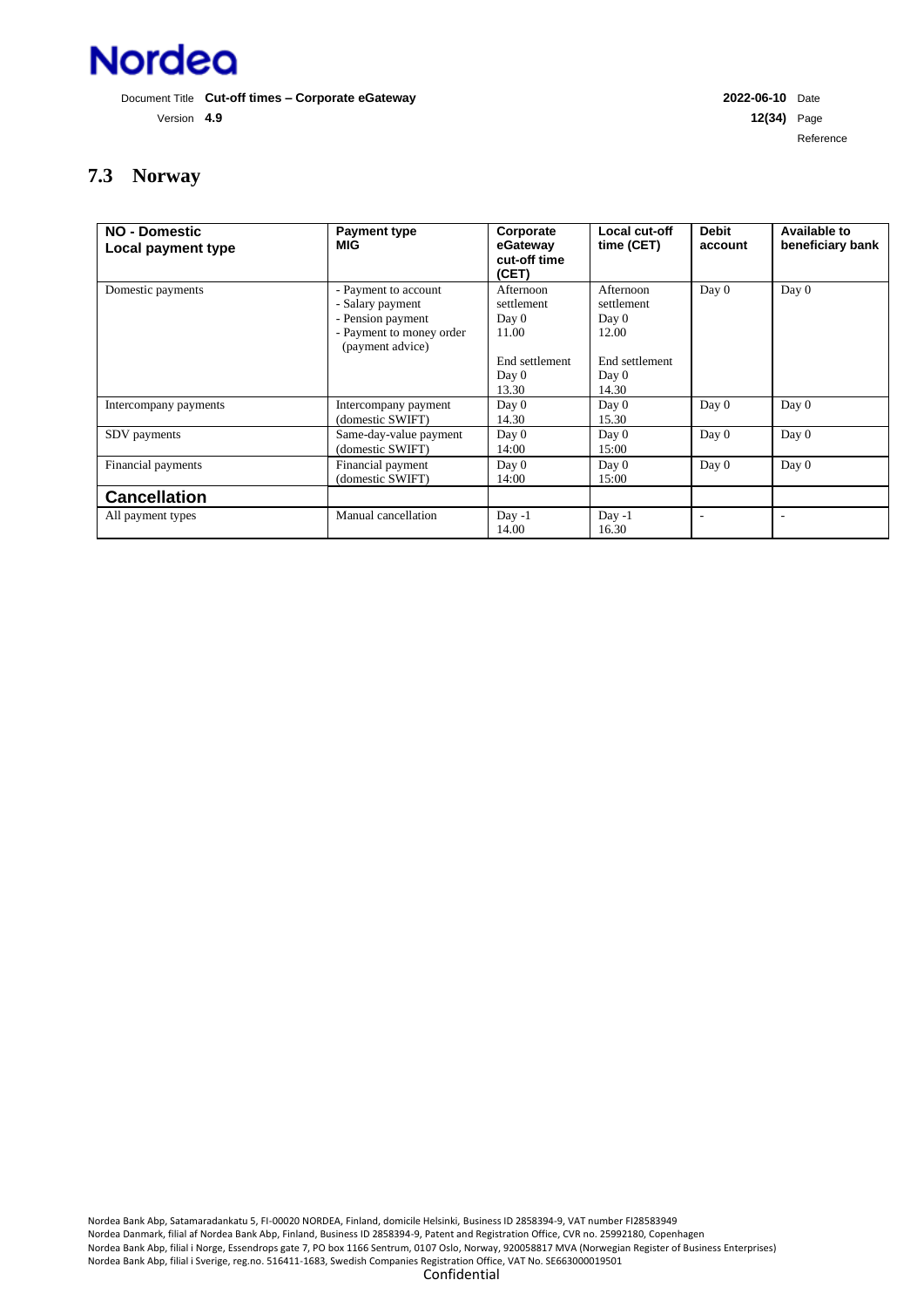## 7.3 Norway

| NO - Domestic<br>Local payment type | Payment type<br>MIG | Corporate eGateway cut-off time (CET) | Local cut-off time (CET) | Debit account | Available to beneficiary bank |
|---|---|---|---|---|---|
| Domestic payments | - Payment to account<br>- Salary payment<br>- Pension payment<br>- Payment to money order (payment advice) | Afternoon settlement<br>Day 0<br>11.00<br><br>End settlement<br>Day 0<br>13.30 | Afternoon settlement<br>Day 0<br>12.00<br><br>End settlement<br>Day 0<br>14.30 | Day 0 | Day 0 |
| Intercompany payments | Intercompany payment (domestic SWIFT) | Day 0<br>14.30 | Day 0<br>15.30 | Day 0 | Day 0 |
| SDV payments | Same-day-value payment (domestic SWIFT) | Day 0<br>14:00 | Day 0<br>15:00 | Day 0 | Day 0 |
| Financial payments | Financial payment (domestic SWIFT) | Day 0<br>14:00 | Day 0<br>15:00 | Day 0 | Day 0 |
| **Cancellation** | | | | | |
| All payment types | Manual cancellation | Day -1<br>14.00 | Day -1<br>16.30 | - | - |

Nordea Bank Abp, Satamaradankatu 5, FI-00020 NORDEA, Finland, domicile Helsinki, Business ID 2858394-9, VAT number FI28583949
Nordea Danmark, filial af Nordea Bank Abp, Finland, Business ID 2858394-9, Patent and Registration Office, CVR no. 25992180, Copenhagen
Nordea Bank Abp, filial i Norge, Essendrops gate 7, PO box 1166 Sentrum, 0107 Oslo, Norway, 920058817 MVA (Norwegian Register of Business Enterprises)
Nordea Bank Abp, filial i Sverige, reg.no. 516411-1683, Swedish Companies Registration Office, VAT No. SE663000019501
Confidential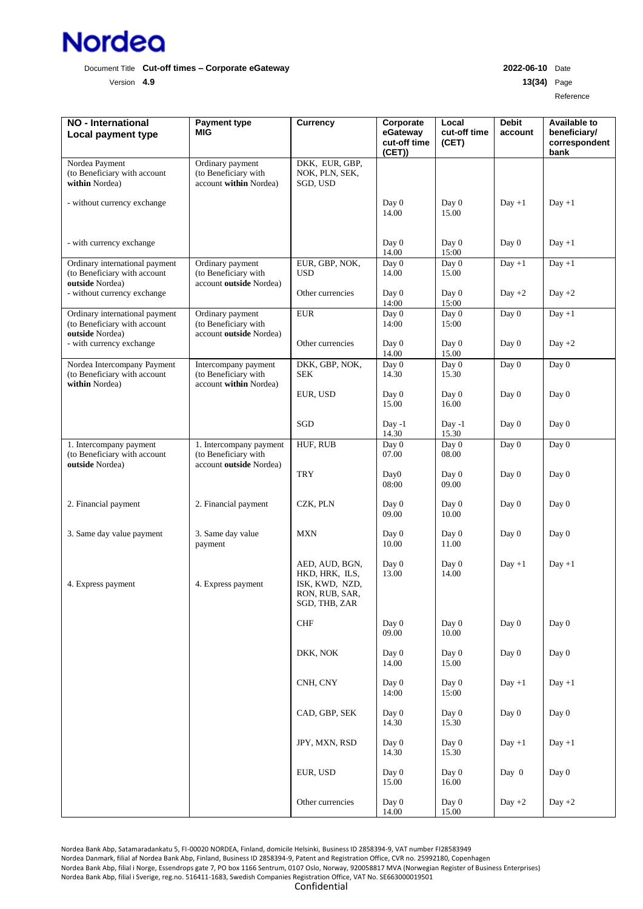| NO - International Local payment type | Payment type MIG | Currency | Corporate eGateway cut-off time (CET)) | Local cut-off time (CET) | Debit account | Available to beneficiary/ correspondent bank |
|---|---|---|---|---|---|---|
| Nordea Payment (to Beneficiary with account **within** Nordea) | Ordinary payment (to Beneficiary with account **within** Nordea) | DKK, EUR, GBP, NOK, PLN, SEK, SGD, USD | | | | |
| - without currency exchange | | | Day 0 14.00 | Day 0 15.00 | Day +1 | Day +1 |
| - with currency exchange | | | Day 0 14.00 | Day 0 15:00 | Day 0 | Day +1 |
| Ordinary international payment (to Beneficiary with account **outside** Nordea) - without currency exchange | Ordinary payment (to Beneficiary with account **outside** Nordea) | EUR, GBP, NOK, USD | Day 0 14.00 | Day 0 15.00 | Day +1 | Day +1 |
| | | Other currencies | Day 0 14:00 | Day 0 15:00 | Day +2 | Day +2 |
| Ordinary international payment (to Beneficiary with account **outside** Nordea) - with currency exchange | Ordinary payment (to Beneficiary with account **outside** Nordea) | EUR | Day 0 14:00 | Day 0 15:00 | Day 0 | Day +1 |
| | | Other currencies | Day 0 14.00 | Day 0 15.00 | Day 0 | Day +2 |
| Nordea Intercompany Payment (to Beneficiary with account **within** Nordea) | Intercompany payment (to Beneficiary with account **within** Nordea) | DKK, GBP, NOK, SEK | Day 0 14.30 | Day 0 15.30 | Day 0 | Day 0 |
| | | EUR, USD | Day 0 15.00 | Day 0 16.00 | Day 0 | Day 0 |
| | | SGD | Day -1 14.30 | Day -1 15.30 | Day 0 | Day 0 |
| 1. Intercompany payment (to Beneficiary with account **outside** Nordea) | 1. Intercompany payment (to Beneficiary with account **outside** Nordea) | HUF, RUB | Day 0 07.00 | Day 0 08.00 | Day 0 | Day 0 |
| | | TRY | Day0 08:00 | Day 0 09.00 | Day 0 | Day 0 |
| 2. Financial payment | 2. Financial payment | CZK, PLN | Day 0 09.00 | Day 0 10.00 | Day 0 | Day 0 |
| 3. Same day value payment | 3. Same day value payment | MXN | Day 0 10.00 | Day 0 11.00 | Day 0 | Day 0 |
| 4. Express payment | 4. Express payment | AED, AUD, BGN, HKD, HRK, ILS, ISK, KWD, NZD, RON, RUB, SAR, SGD, THB, ZAR | Day 0 13.00 | Day 0 14.00 | Day +1 | Day +1 |
| | | CHF | Day 0 09.00 | Day 0 10.00 | Day 0 | Day 0 |
| | | DKK, NOK | Day 0 14.00 | Day 0 15.00 | Day 0 | Day 0 |
| | | CNH, CNY | Day 0 14:00 | Day 0 15:00 | Day +1 | Day +1 |
| | | CAD, GBP, SEK | Day 0 14.30 | Day 0 15.30 | Day 0 | Day 0 |
| | | JPY, MXN, RSD | Day 0 14.30 | Day 0 15.30 | Day +1 | Day +1 |
| | | EUR, USD | Day 0 15.00 | Day 0 16.00 | Day 0 | Day 0 |
| | | Other currencies | Day 0 14.00 | Day 0 15.00 | Day +2 | Day +2 |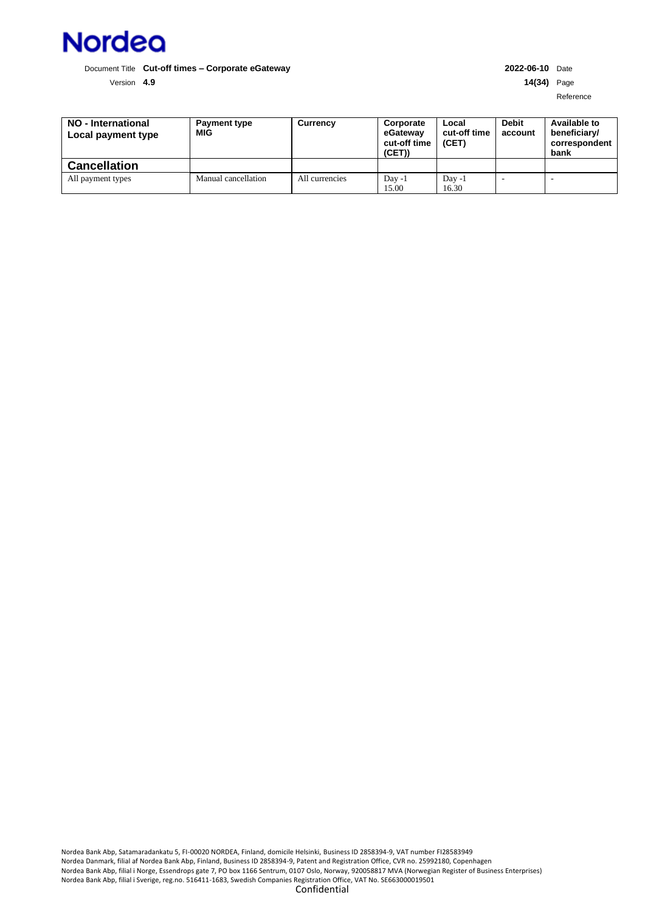| NO - International Local payment type | Payment type MIG | Currency | Corporate eGateway cut-off time (CET)) | Local cut-off time (CET) | Debit account | Available to beneficiary/ correspondent bank |
|---|---|---|---|---|---|---|
| **Cancellation** | | | | | | |
| All payment types | Manual cancellation | All currencies | Day -1 15.00 | Day -1 16.30 | - | - |

Nordea Bank Abp, Satamaradankatu 5, FI-00020 NORDEA, Finland, domicile Helsinki, Business ID 2858394-9, VAT number FI28583949
Nordea Danmark, filial af Nordea Bank Abp, Finland, Business ID 2858394-9, Patent and Registration Office, CVR no. 25992180, Copenhagen
Nordea Bank Abp, filial i Norge, Essendrops gate 7, PO box 1166 Sentrum, 0107 Oslo, Norway, 920058817 MVA (Norwegian Register of Business Enterprises)
Nordea Bank Abp, filial i Sverige, reg.no. 516411-1683, Swedish Companies Registration Office, VAT No. SE663000019501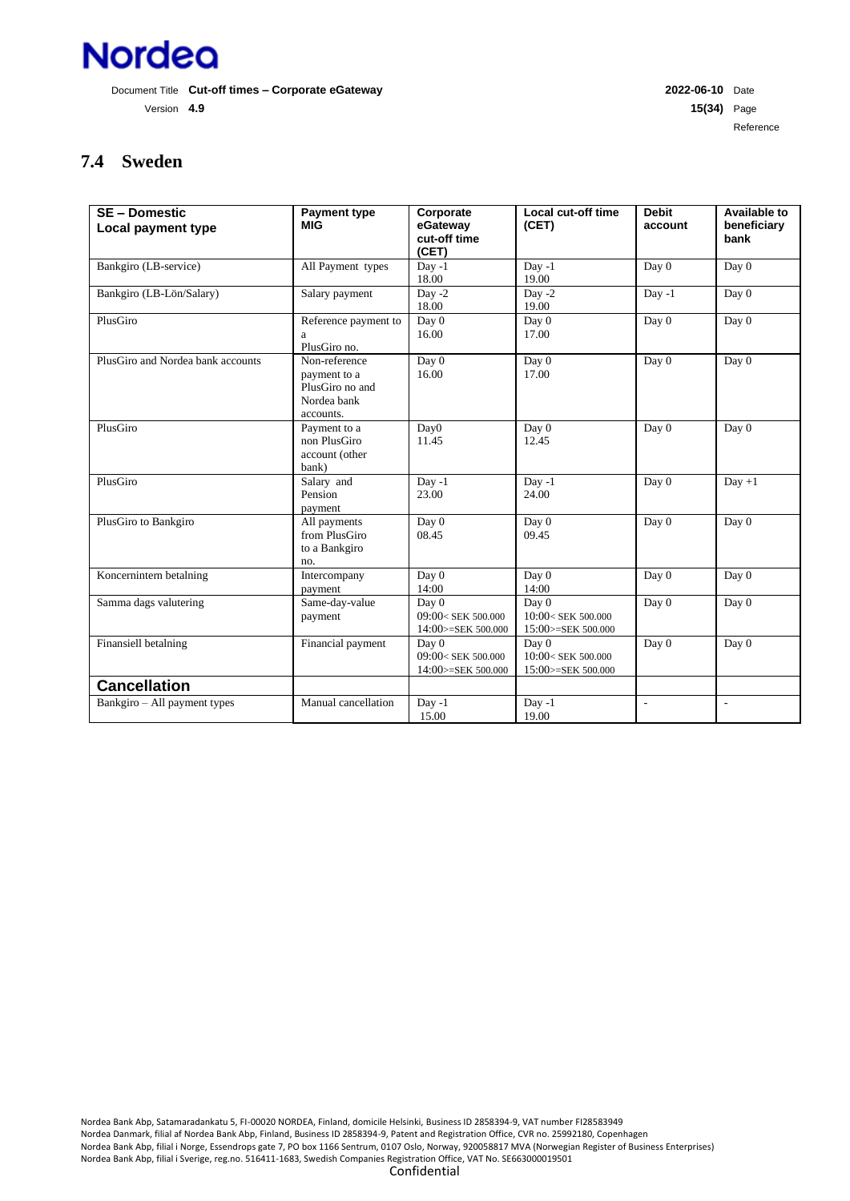## 7.4 Sweden

| SE – Domestic Local payment type | Payment type MIG | Corporate eGateway cut-off time (CET) | Local cut-off time (CET) | Debit account | Available to beneficiary bank |
|---|---|---|---|---|---|
| Bankgiro (LB-service) | All Payment types | Day -1 18.00 | Day -1 19.00 | Day 0 | Day 0 |
| Bankgiro (LB-Lön/Salary) | Salary payment | Day -2 18.00 | Day -2 19.00 | Day -1 | Day 0 |
| PlusGiro | Reference payment to a PlusGiro no. | Day 0 16.00 | Day 0 17.00 | Day 0 | Day 0 |
| PlusGiro and Nordea bank accounts | Non-reference payment to a PlusGiro no and Nordea bank accounts. | Day 0 16.00 | Day 0 17.00 | Day 0 | Day 0 |
| PlusGiro | Payment to a non PlusGiro account (other bank) | Day0 11.45 | Day 0 12.45 | Day 0 | Day 0 |
| PlusGiro | Salary and Pension payment | Day -1 23.00 | Day -1 24.00 | Day 0 | Day +1 |
| PlusGiro to Bankgiro | All payments from PlusGiro to a Bankgiro no. | Day 0 08.45 | Day 0 09.45 | Day 0 | Day 0 |
| Koncernintern betalning | Intercompany payment | Day 0 14:00 | Day 0 14:00 | Day 0 | Day 0 |
| Samma dags valutering | Same-day-value payment | Day 0 09:00< SEK 500.000 14:00>=SEK 500.000 | Day 0 10:00< SEK 500.000 15:00>=SEK 500.000 | Day 0 | Day 0 |
| Finansiell betalning | Financial payment | Day 0 09:00< SEK 500.000 14:00>=SEK 500.000 | Day 0 10:00< SEK 500.000 15:00>=SEK 500.000 | Day 0 | Day 0 |
| **Cancellation** | | | | | |
| Bankgiro – All payment types | Manual cancellation | Day -1 15.00 | Day -1 19.00 | - | - |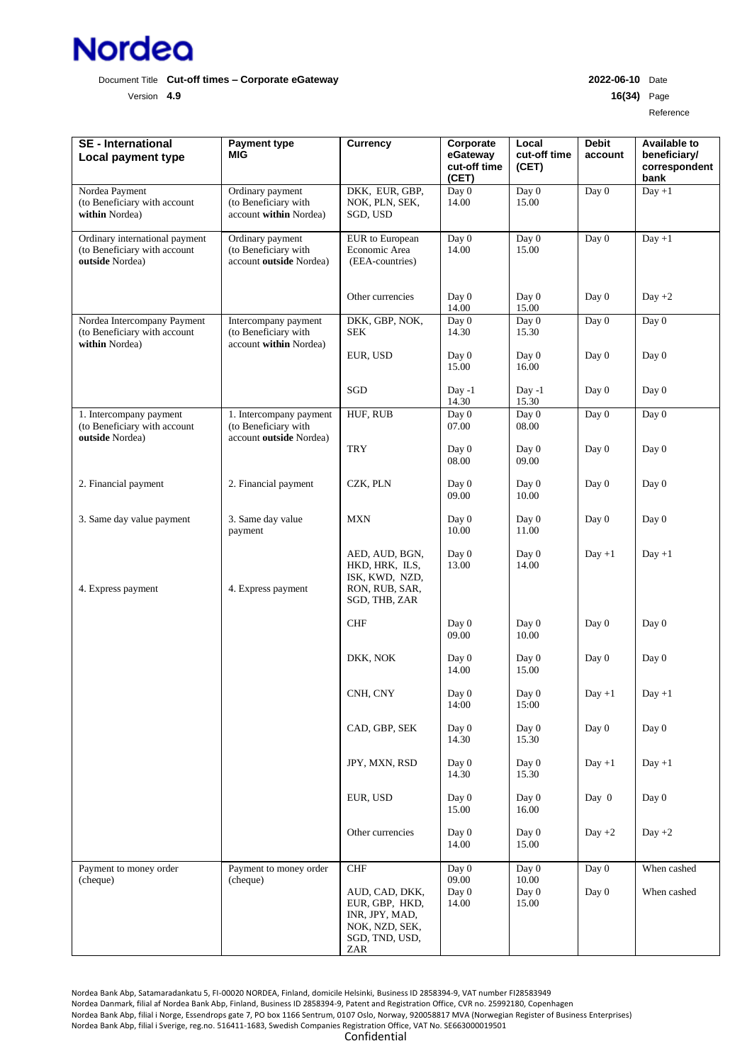| SE - International<br>Local payment type | Payment type<br>MIG | Currency | Corporate eGateway cut-off time (CET) | Local cut-off time (CET) | Debit account | Available to beneficiary/ correspondent bank |
|---|---|---|---|---|---|---|
| Nordea Payment<br>(to Beneficiary with account **within** Nordea) | Ordinary payment<br>(to Beneficiary with account **within** Nordea) | DKK, EUR, GBP, NOK, PLN, SEK, SGD, USD | Day 0<br>14.00 | Day 0<br>15.00 | Day 0 | Day +1 |
| Ordinary international payment<br>(to Beneficiary with account **outside** Nordea) | Ordinary payment<br>(to Beneficiary with account **outside** Nordea) | EUR to European Economic Area (EEA-countries) | Day 0<br>14.00 | Day 0<br>15.00 | Day 0 | Day +1 |
| | | Other currencies | Day 0<br>14.00 | Day 0<br>15.00 | Day 0 | Day +2 |
| Nordea Intercompany Payment<br>(to Beneficiary with account **within** Nordea) | Intercompany payment<br>(to Beneficiary with account **within** Nordea) | DKK, GBP, NOK, SEK | Day 0<br>14.30 | Day 0<br>15.30 | Day 0 | Day 0 |
| | | EUR, USD | Day 0<br>15.00 | Day 0<br>16.00 | Day 0 | Day 0 |
| | | SGD | Day -1<br>14.30 | Day -1<br>15.30 | Day 0 | Day 0 |
| 1. Intercompany payment<br>(to Beneficiary with account **outside** Nordea) | 1. Intercompany payment<br>(to Beneficiary with account **outside** Nordea) | HUF, RUB | Day 0<br>07.00 | Day 0<br>08.00 | Day 0 | Day 0 |
| | | TRY | Day 0<br>08.00 | Day 0<br>09.00 | Day 0 | Day 0 |
| 2. Financial payment | 2. Financial payment | CZK, PLN | Day 0<br>09.00 | Day 0<br>10.00 | Day 0 | Day 0 |
| 3. Same day value payment | 3. Same day value payment | MXN | Day 0<br>10.00 | Day 0<br>11.00 | Day 0 | Day 0 |
| 4. Express payment | 4. Express payment | AED, AUD, BGN, HKD, HRK, ILS, ISK, KWD, NZD, RON, RUB, SAR, SGD, THB, ZAR | Day 0<br>13.00 | Day 0<br>14.00 | Day +1 | Day +1 |
| | | CHF | Day 0<br>09.00 | Day 0<br>10.00 | Day 0 | Day 0 |
| | | DKK, NOK | Day 0<br>14.00 | Day 0<br>15.00 | Day 0 | Day 0 |
| | | CNH, CNY | Day 0<br>14:00 | Day 0<br>15:00 | Day +1 | Day +1 |
| | | CAD, GBP, SEK | Day 0<br>14.30 | Day 0<br>15.30 | Day 0 | Day 0 |
| | | JPY, MXN, RSD | Day 0<br>14.30 | Day 0<br>15.30 | Day +1 | Day +1 |
| | | EUR, USD | Day 0<br>15.00 | Day 0<br>16.00 | Day 0 | Day 0 |
| | | Other currencies | Day 0<br>14.00 | Day 0<br>15.00 | Day +2 | Day +2 |
| Payment to money order (cheque) | Payment to money order (cheque) | CHF | Day 0<br>09.00 | Day 0<br>10.00 | Day 0 | When cashed |
| | | AUD, CAD, DKK, EUR, GBP, HKD, INR, JPY, MAD, NOK, NZD, SEK, SGD, TND, USD, ZAR | Day 0<br>14.00 | Day 0<br>15.00 | Day 0 | When cashed |

Nordea Bank Abp, Satamaradankatu 5, FI-00020 NORDEA, Finland, domicile Helsinki, Business ID 2858394-9, VAT number FI28583949
Nordea Danmark, filial af Nordea Bank Abp, Finland, Business ID 2858394-9, Patent and Registration Office, CVR no. 25992180, Copenhagen
Nordea Bank Abp, filial i Norge, Essendrops gate 7, PO box 1166 Sentrum, 0107 Oslo, Norway, 920058817 MVA (Norwegian Register of Business Enterprises)
Nordea Bank Abp, filial i Sverige, reg.no. 516411-1683, Swedish Companies Registration Office, VAT No. SE663000019501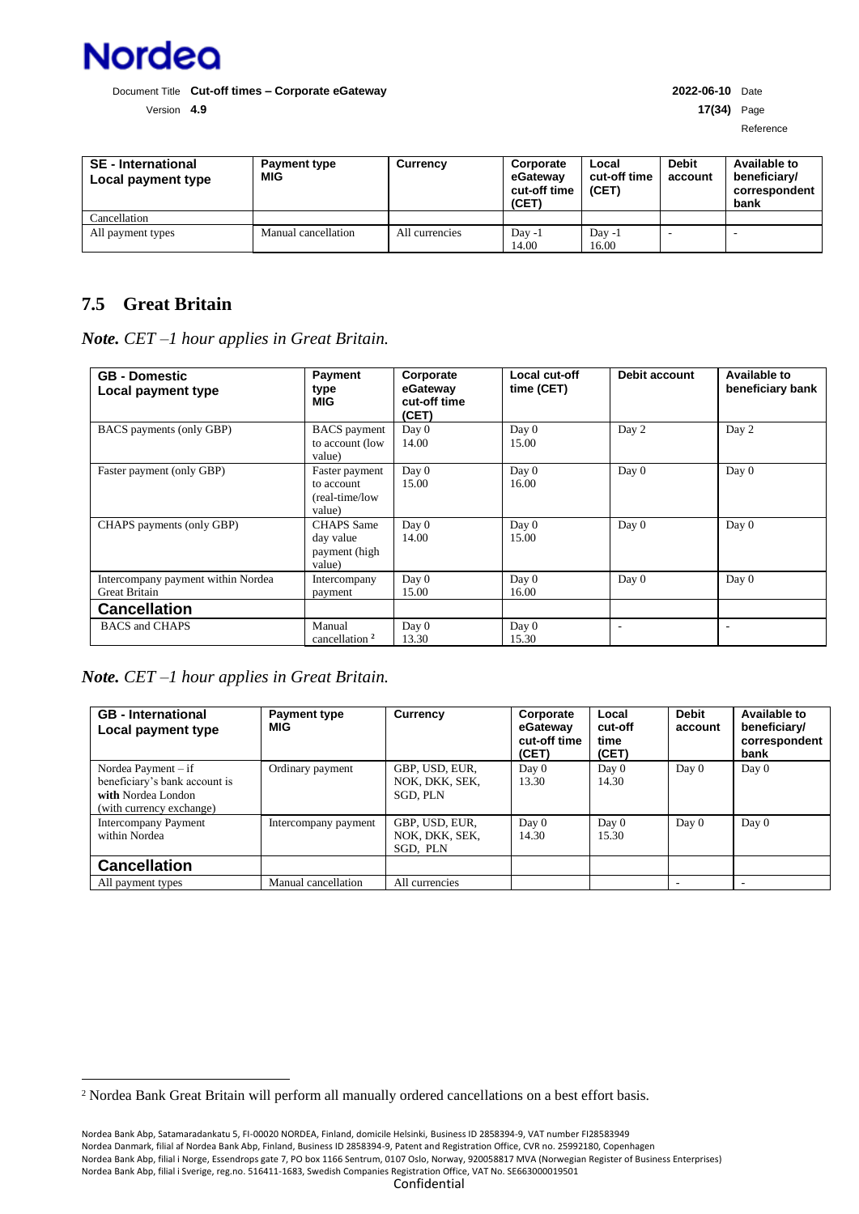| SE - International Local payment type | Payment type MIG | Currency | Corporate eGateway cut-off time (CET) | Local cut-off time (CET) | Debit account | Available to beneficiary/ correspondent bank |
|---|---|---|---|---|---|---|
| Cancellation | | | | | | |
| All payment types | Manual cancellation | All currencies | Day -1 14.00 | Day -1 16.00 | - | - |

## 7.5 Great Britain

***Note.*** *CET –1 hour applies in Great Britain.*

| GB - Domestic Local payment type | Payment type MIG | Corporate eGateway cut-off time (CET) | Local cut-off time (CET) | Debit account | Available to beneficiary bank |
|---|---|---|---|---|---|
| BACS payments (only GBP) | BACS payment to account (low value) | Day 0 14.00 | Day 0 15.00 | Day 2 | Day 2 |
| Faster payment (only GBP) | Faster payment to account (real-time/low value) | Day 0 15.00 | Day 0 16.00 | Day 0 | Day 0 |
| CHAPS payments (only GBP) | CHAPS Same day value payment (high value) | Day 0 14.00 | Day 0 15.00 | Day 0 | Day 0 |
| Intercompany payment within Nordea Great Britain | Intercompany payment | Day 0 15.00 | Day 0 16.00 | Day 0 | Day 0 |
| **Cancellation** | | | | | |
| BACS and CHAPS | Manual cancellation [2] | Day 0 13.30 | Day 0 15.30 | - | - |

***Note.*** *CET –1 hour applies in Great Britain.*

| GB - International Local payment type | Payment type MIG | Currency | Corporate eGateway cut-off time (CET) | Local cut-off time (CET) | Debit account | Available to beneficiary/ correspondent bank |
|---|---|---|---|---|---|---|
| Nordea Payment – if beneficiary's bank account is **with** Nordea London (with currency exchange) | Ordinary payment | GBP, USD, EUR, NOK, DKK, SEK, SGD, PLN | Day 0 13.30 | Day 0 14.30 | Day 0 | Day 0 |
| Intercompany Payment within Nordea | Intercompany payment | GBP, USD, EUR, NOK, DKK, SEK, SGD, PLN | Day 0 14.30 | Day 0 15.30 | Day 0 | Day 0 |
| **Cancellation** | | | | | | |
| All payment types | Manual cancellation | All currencies | | | - | - |

[2] Nordea Bank Great Britain will perform all manually ordered cancellations on a best effort basis.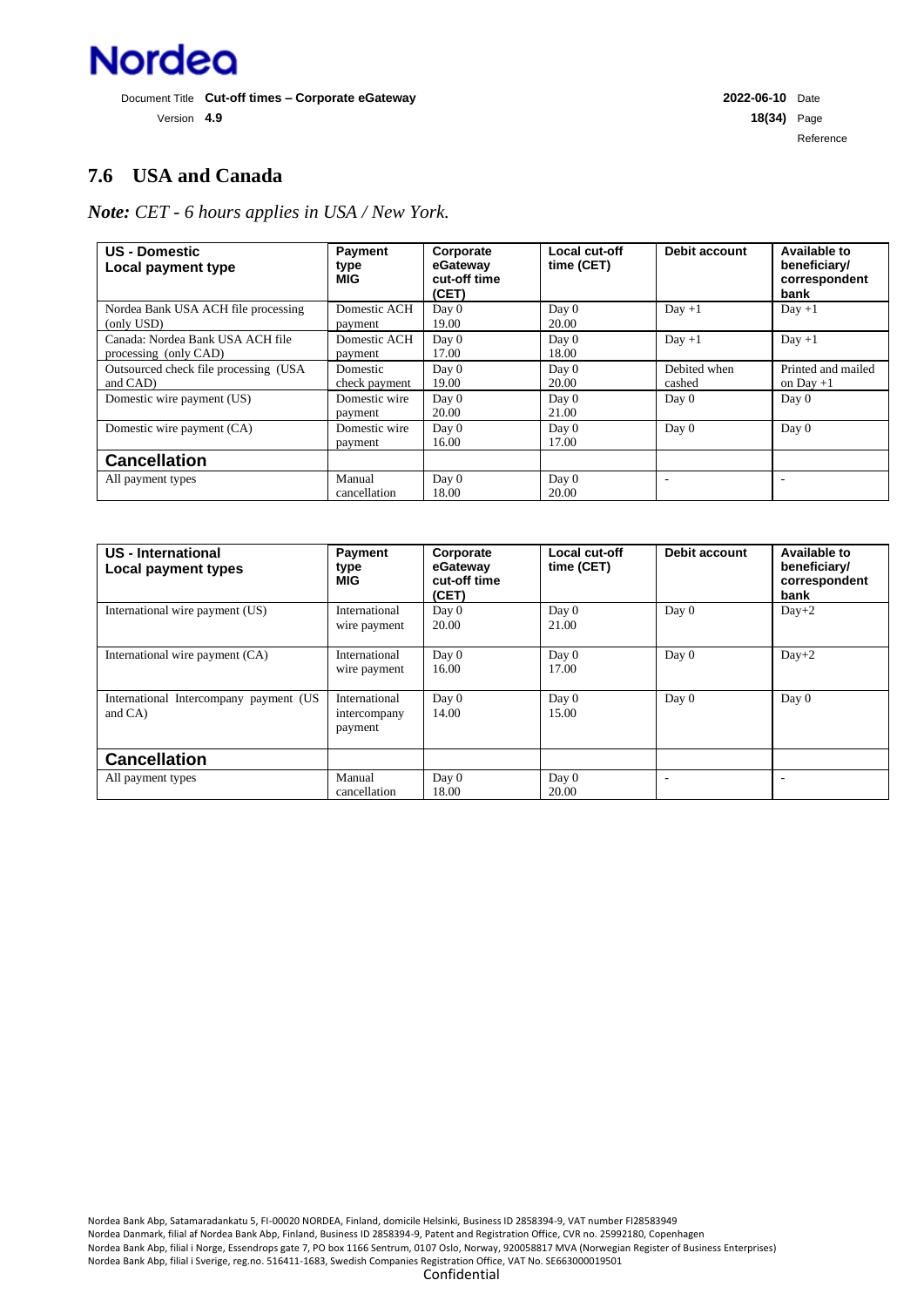## 7.6 USA and Canada

***Note:*** *CET - 6 hours applies in USA / New York.*

| **US - Domestic Local payment type** | **Payment type MIG** | **Corporate eGateway cut-off time (CET)** | **Local cut-off time (CET)** | **Debit account** | **Available to beneficiary/ correspondent bank** |
|---|---|---|---|---|---|
| Nordea Bank USA ACH file processing (only USD) | Domestic ACH payment | Day 0 19.00 | Day 0 20.00 | Day +1 | Day +1 |
| Canada: Nordea Bank USA ACH file processing (only CAD) | Domestic ACH payment | Day 0 17.00 | Day 0 18.00 | Day +1 | Day +1 |
| Outsourced check file processing (USA and CAD) | Domestic check payment | Day 0 19.00 | Day 0 20.00 | Debited when cashed | Printed and mailed on Day +1 |
| Domestic wire payment (US) | Domestic wire payment | Day 0 20.00 | Day 0 21.00 | Day 0 | Day 0 |
| Domestic wire payment (CA) | Domestic wire payment | Day 0 16.00 | Day 0 17.00 | Day 0 | Day 0 |
| **Cancellation** | | | | | |
| All payment types | Manual cancellation | Day 0 18.00 | Day 0 20.00 | - | - |

| **US - International Local payment types** | **Payment type MIG** | **Corporate eGateway cut-off time (CET)** | **Local cut-off time (CET)** | **Debit account** | **Available to beneficiary/ correspondent bank** |
|---|---|---|---|---|---|
| International wire payment (US) | International wire payment | Day 0 20.00 | Day 0 21.00 | Day 0 | Day+2 |
| International wire payment (CA) | International wire payment | Day 0 16.00 | Day 0 17.00 | Day 0 | Day+2 |
| International Intercompany payment (US and CA) | International intercompany payment | Day 0 14.00 | Day 0 15.00 | Day 0 | Day 0 |
| **Cancellation** | | | | | |
| All payment types | Manual cancellation | Day 0 18.00 | Day 0 20.00 | - | - |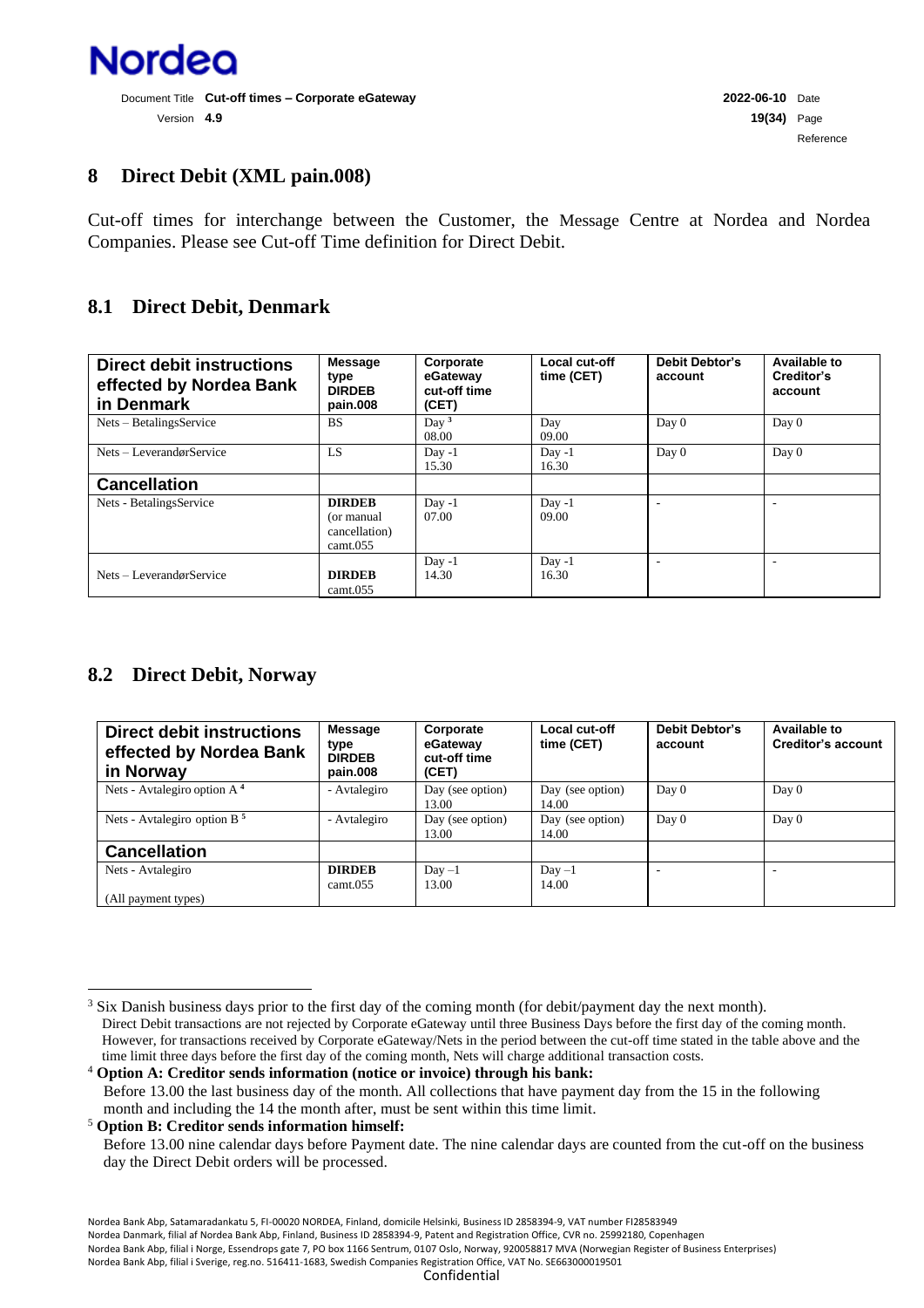## 8 Direct Debit (XML pain.008)

Cut-off times for interchange between the Customer, the Message Centre at Nordea and Nordea Companies. Please see Cut-off Time definition for Direct Debit.

### 8.1 Direct Debit, Denmark

| Direct debit instructions effected by Nordea Bank in Denmark | Message type DIRDEB pain.008 | Corporate eGateway cut-off time (CET) | Local cut-off time (CET) | Debit Debtor's account | Available to Creditor's account |
|---|---|---|---|---|---|
| Nets – BetalingsService | BS | Day [3] 08.00 | Day 09.00 | Day 0 | Day 0 |
| Nets – LeverandørService | LS | Day -1 15.30 | Day -1 16.30 | Day 0 | Day 0 |
| **Cancellation** | | | | | |
| Nets - BetalingsService | **DIRDEB** (or manual cancellation) camt.055 | Day -1 07.00 | Day -1 09.00 | - | - |
| Nets – LeverandørService | **DIRDEB** camt.055 | Day -1 14.30 | Day -1 16.30 | - | - |

### 8.2 Direct Debit, Norway

| Direct debit instructions effected by Nordea Bank in Norway | Message type DIRDEB pain.008 | Corporate eGateway cut-off time (CET) | Local cut-off time (CET) | Debit Debtor's account | Available to Creditor's account |
|---|---|---|---|---|---|
| Nets - Avtalegiro option A [4] | - Avtalegiro | Day (see option) 13.00 | Day (see option) 14.00 | Day 0 | Day 0 |
| Nets - Avtalegiro option B [5] | - Avtalegiro | Day (see option) 13.00 | Day (see option) 14.00 | Day 0 | Day 0 |
| **Cancellation** | | | | | |
| Nets - Avtalegiro (All payment types) | **DIRDEB** camt.055 | Day –1 13.00 | Day –1 14.00 | - | - |

[3] Six Danish business days prior to the first day of the coming month (for debit/payment day the next month). Direct Debit transactions are not rejected by Corporate eGateway until three Business Days before the first day of the coming month. However, for transactions received by Corporate eGateway/Nets in the period between the cut-off time stated in the table above and the time limit three days before the first day of the coming month, Nets will charge additional transaction costs.

[4] **Option A: Creditor sends information (notice or invoice) through his bank:**
Before 13.00 the last business day of the month. All collections that have payment day from the 15 in the following month and including the 14 the month after, must be sent within this time limit.

[5] **Option B: Creditor sends information himself:**
Before 13.00 nine calendar days before Payment date. The nine calendar days are counted from the cut-off on the business day the Direct Debit orders will be processed.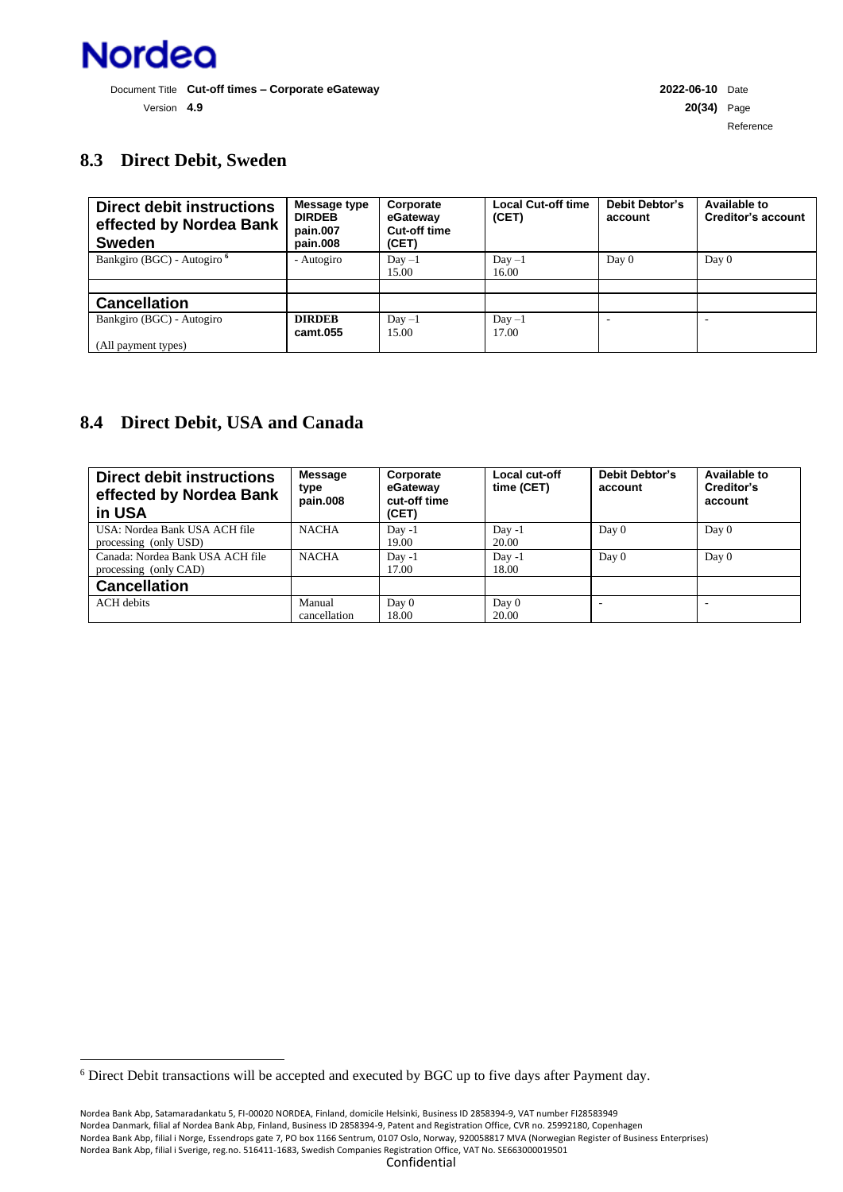## 8.3 Direct Debit, Sweden

| Direct debit instructions effected by Nordea Bank Sweden | Message type DIRDEB pain.007 pain.008 | Corporate eGateway Cut-off time (CET) | Local Cut-off time (CET) | Debit Debtor's account | Available to Creditor's account |
|---|---|---|---|---|---|
| Bankgiro (BGC) - Autogiro [6] | - Autogiro | Day –1 15.00 | Day –1 16.00 | Day 0 | Day 0 |
| | | | | | |
| **Cancellation** | | | | | |
| Bankgiro (BGC) - Autogiro (All payment types) | **DIRDEB camt.055** | Day –1 15.00 | Day –1 17.00 | - | - |

## 8.4 Direct Debit, USA and Canada

| Direct debit instructions effected by Nordea Bank in USA | Message type pain.008 | Corporate eGateway cut-off time (CET) | Local cut-off time (CET) | Debit Debtor's account | Available to Creditor's account |
|---|---|---|---|---|---|
| USA: Nordea Bank USA ACH file processing (only USD) | NACHA | Day -1 19.00 | Day -1 20.00 | Day 0 | Day 0 |
| Canada: Nordea Bank USA ACH file processing (only CAD) | NACHA | Day -1 17.00 | Day -1 18.00 | Day 0 | Day 0 |
| **Cancellation** | | | | | |
| ACH debits | Manual cancellation | Day 0 18.00 | Day 0 20.00 | - | - |

[6] Direct Debit transactions will be accepted and executed by BGC up to five days after Payment day.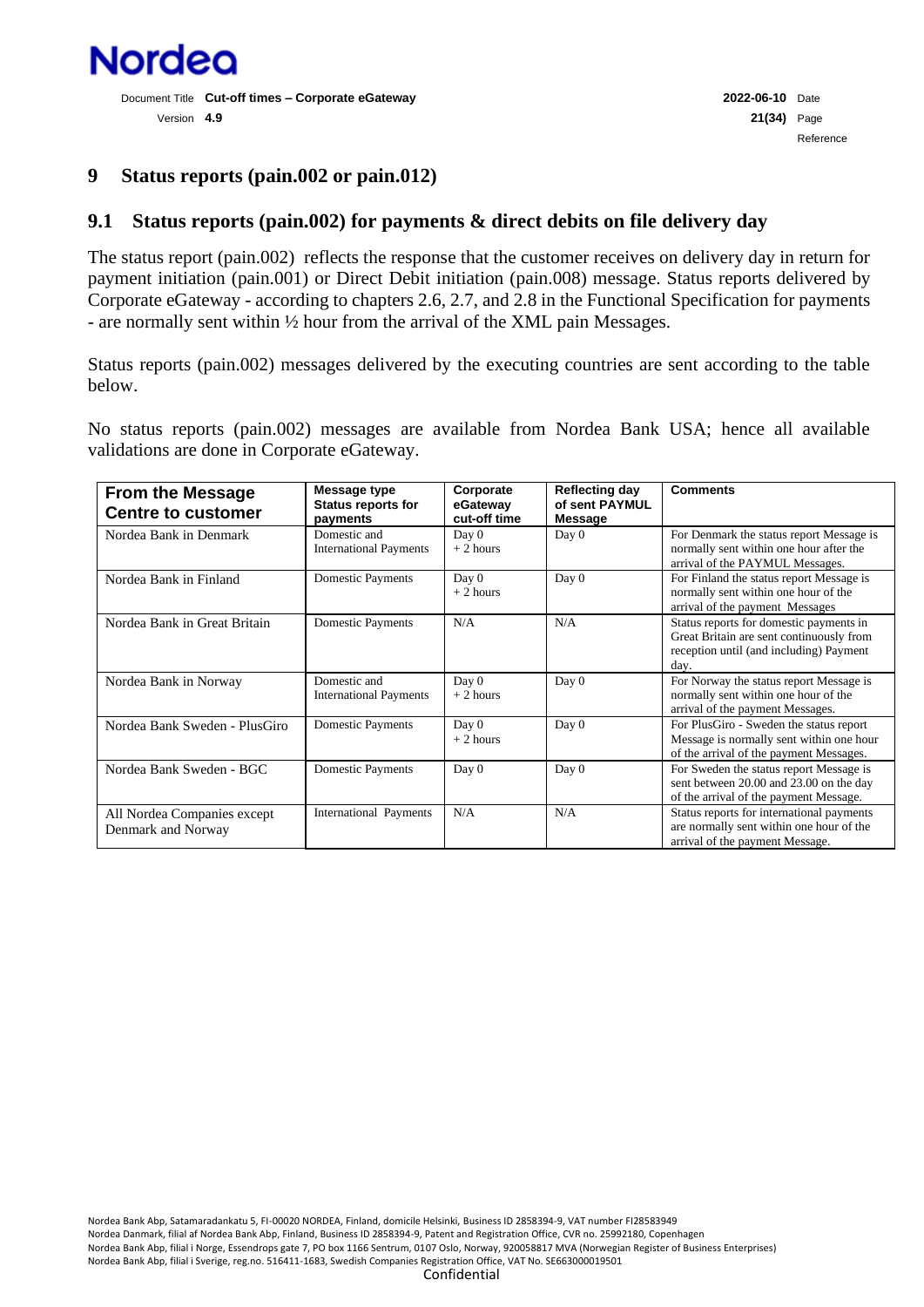# 9 Status reports (pain.002 or pain.012)

## 9.1 Status reports (pain.002) for payments & direct debits on file delivery day

The status report (pain.002) reflects the response that the customer receives on delivery day in return for payment initiation (pain.001) or Direct Debit initiation (pain.008) message. Status reports delivered by Corporate eGateway - according to chapters 2.6, 2.7, and 2.8 in the Functional Specification for payments - are normally sent within ½ hour from the arrival of the XML pain Messages.

Status reports (pain.002) messages delivered by the executing countries are sent according to the table below.

No status reports (pain.002) messages are available from Nordea Bank USA; hence all available validations are done in Corporate eGateway.

| From the Message Centre to customer | Message type Status reports for payments | Corporate eGateway cut-off time | Reflecting day of sent PAYMUL Message | Comments |
|---|---|---|---|---|
| Nordea Bank in Denmark | Domestic and International Payments | Day 0 + 2 hours | Day 0 | For Denmark the status report Message is normally sent within one hour after the arrival of the PAYMUL Messages. |
| Nordea Bank in Finland | Domestic Payments | Day 0 + 2 hours | Day 0 | For Finland the status report Message is normally sent within one hour of the arrival of the payment Messages |
| Nordea Bank in Great Britain | Domestic Payments | N/A | N/A | Status reports for domestic payments in Great Britain are sent continuously from reception until (and including) Payment day. |
| Nordea Bank in Norway | Domestic and International Payments | Day 0 + 2 hours | Day 0 | For Norway the status report Message is normally sent within one hour of the arrival of the payment Messages. |
| Nordea Bank Sweden - PlusGiro | Domestic Payments | Day 0 + 2 hours | Day 0 | For PlusGiro - Sweden the status report Message is normally sent within one hour of the arrival of the payment Messages. |
| Nordea Bank Sweden - BGC | Domestic Payments | Day 0 | Day 0 | For Sweden the status report Message is sent between 20.00 and 23.00 on the day of the arrival of the payment Message. |
| All Nordea Companies except Denmark and Norway | International Payments | N/A | N/A | Status reports for international payments are normally sent within one hour of the arrival of the payment Message. |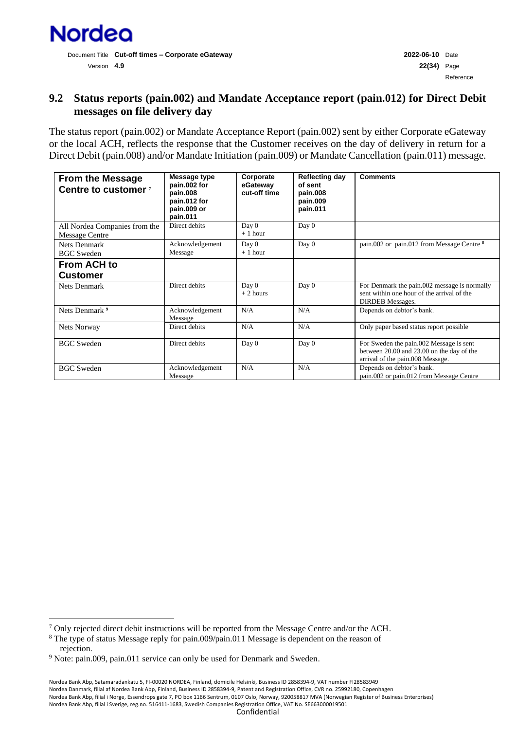## 9.2 Status reports (pain.002) and Mandate Acceptance report (pain.012) for Direct Debit messages on file delivery day

The status report (pain.002) or Mandate Acceptance Report (pain.002) sent by either Corporate eGateway or the local ACH, reflects the response that the Customer receives on the day of delivery in return for a Direct Debit (pain.008) and/or Mandate Initiation (pain.009) or Mandate Cancellation (pain.011) message.

| From the Message Centre to customer [7] | Message type pain.002 for pain.008 pain.012 for pain.009 or pain.011 | Corporate eGateway cut-off time | Reflecting day of sent pain.008 pain.009 pain.011 | Comments |
|---|---|---|---|---|
| All Nordea Companies from the Message Centre | Direct debits | Day 0 + 1 hour | Day 0 | |
| Nets Denmark BGC Sweden | Acknowledgement Message | Day 0 + 1 hour | Day 0 | pain.002 or pain.012 from Message Centre [8] |
| **From ACH to Customer** | | | | |
| Nets Denmark | Direct debits | Day 0 + 2 hours | Day 0 | For Denmark the pain.002 message is normally sent within one hour of the arrival of the DIRDEB Messages. |
| Nets Denmark [9] | Acknowledgement Message | N/A | N/A | Depends on debtor's bank. |
| Nets Norway | Direct debits | N/A | N/A | Only paper based status report possible |
| BGC Sweden | Direct debits | Day 0 | Day 0 | For Sweden the pain.002 Message is sent between 20.00 and 23.00 on the day of the arrival of the pain.008 Message. |
| BGC Sweden | Acknowledgement Message | N/A | N/A | Depends on debtor's bank. pain.002 or pain.012 from Message Centre |

[7] Only rejected direct debit instructions will be reported from the Message Centre and/or the ACH.

[8] The type of status Message reply for pain.009/pain.011 Message is dependent on the reason of rejection.

[9] Note: pain.009, pain.011 service can only be used for Denmark and Sweden.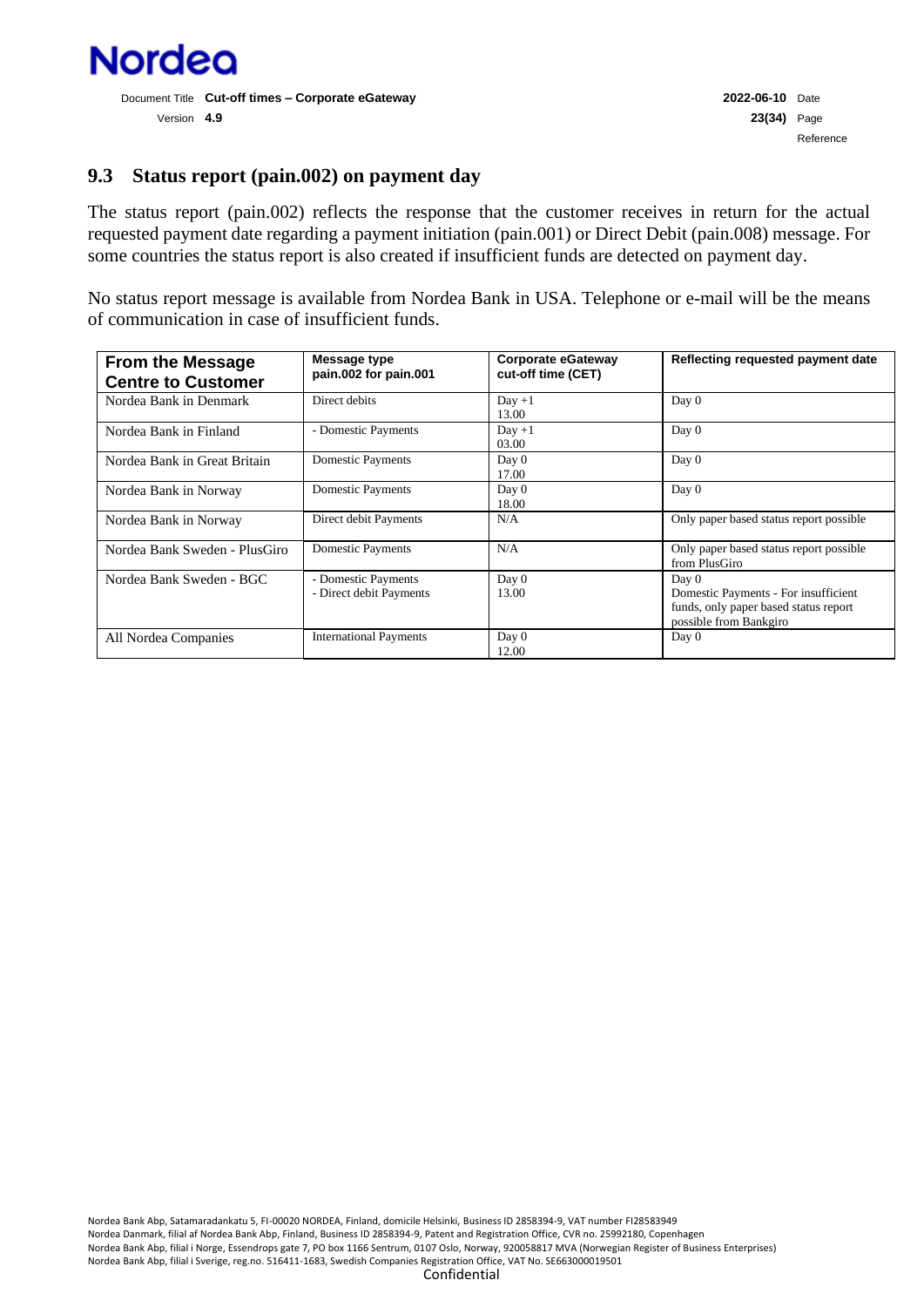## 9.3 Status report (pain.002) on payment day

The status report (pain.002) reflects the response that the customer receives in return for the actual requested payment date regarding a payment initiation (pain.001) or Direct Debit (pain.008) message. For some countries the status report is also created if insufficient funds are detected on payment day.

No status report message is available from Nordea Bank in USA. Telephone or e-mail will be the means of communication in case of insufficient funds.

| From the Message Centre to Customer | Message type pain.002 for pain.001 | Corporate eGateway cut-off time (CET) | Reflecting requested payment date |
|---|---|---|---|
| Nordea Bank in Denmark | Direct debits | Day +1 13.00 | Day 0 |
| Nordea Bank in Finland | - Domestic Payments | Day +1 03.00 | Day 0 |
| Nordea Bank in Great Britain | Domestic Payments | Day 0 17.00 | Day 0 |
| Nordea Bank in Norway | Domestic Payments | Day 0 18.00 | Day 0 |
| Nordea Bank in Norway | Direct debit Payments | N/A | Only paper based status report possible |
| Nordea Bank Sweden - PlusGiro | Domestic Payments | N/A | Only paper based status report possible from PlusGiro |
| Nordea Bank Sweden - BGC | - Domestic Payments<br>- Direct debit Payments | Day 0 13.00 | Day 0<br>Domestic Payments - For insufficient funds, only paper based status report possible from Bankgiro |
| All Nordea Companies | International Payments | Day 0 12.00 | Day 0 |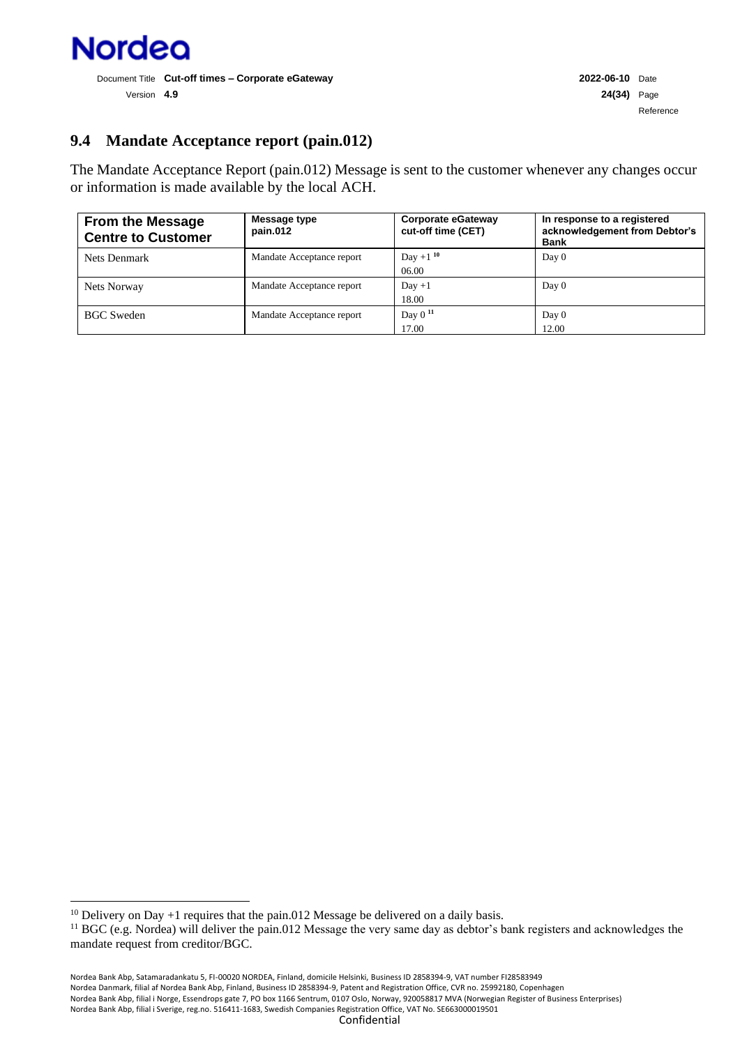## 9.4 Mandate Acceptance report (pain.012)

The Mandate Acceptance Report (pain.012) Message is sent to the customer whenever any changes occur or information is made available by the local ACH.

| From the Message Centre to Customer | Message type pain.012 | Corporate eGateway cut-off time (CET) | In response to a registered acknowledgement from Debtor's Bank |
|---|---|---|---|
| Nets Denmark | Mandate Acceptance report | Day +1 [10] 06.00 | Day 0 |
| Nets Norway | Mandate Acceptance report | Day +1 18.00 | Day 0 |
| BGC Sweden | Mandate Acceptance report | Day 0 [11] 17.00 | Day 0 12.00 |

[10] Delivery on Day +1 requires that the pain.012 Message be delivered on a daily basis.

[11] BGC (e.g. Nordea) will deliver the pain.012 Message the very same day as debtor's bank registers and acknowledges the mandate request from creditor/BGC.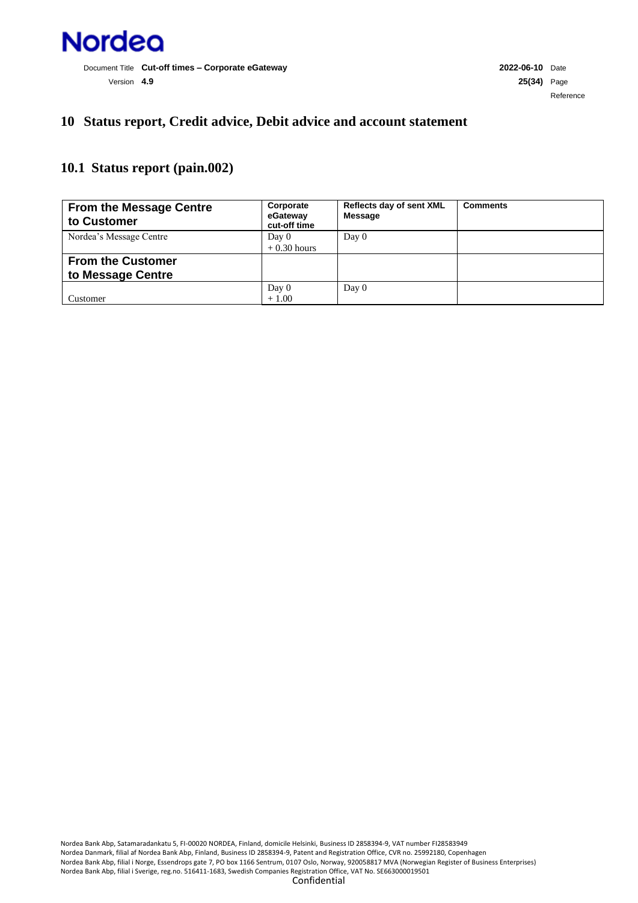# 10 Status report, Credit advice, Debit advice and account statement

## 10.1 Status report (pain.002)

| From the Message Centre to Customer | Corporate eGateway cut-off time | Reflects day of sent XML Message | Comments |
|---|---|---|---|
| Nordea's Message Centre | Day 0 + 0.30 hours | Day 0 | |
| **From the Customer to Message Centre** | | | |
| Customer | Day 0 + 1.00 | Day 0 | |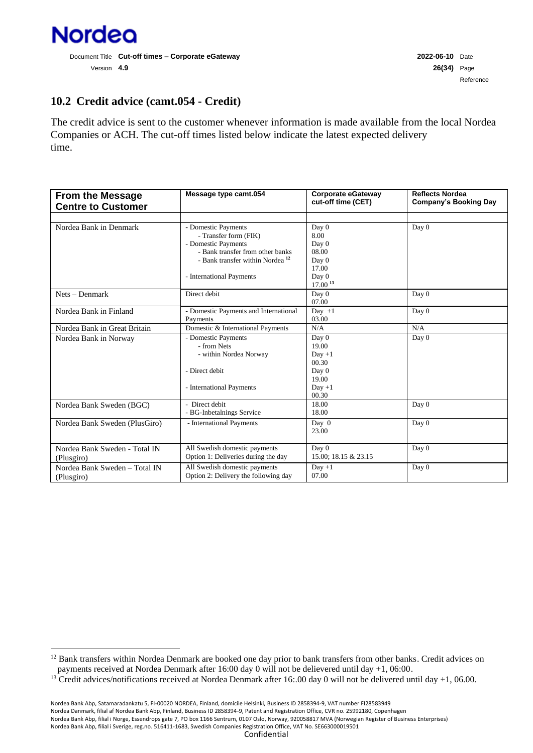## 10.2 Credit advice (camt.054 - Credit)

The credit advice is sent to the customer whenever information is made available from the local Nordea Companies or ACH. The cut-off times listed below indicate the latest expected delivery time.

| From the Message Centre to Customer | Message type camt.054 | Corporate eGateway cut-off time (CET) | Reflects Nordea Company's Booking Day |
|---|---|---|---|
| | | | |
| Nordea Bank in Denmark | - Domestic Payments<br>- Transfer form (FIK)<br>- Domestic Payments<br>- Bank transfer from other banks<br>- Bank transfer within Nordea [12]<br><br>- International Payments | Day 0<br>8.00<br>Day 0<br>08.00<br>Day 0<br>17.00<br>Day 0<br>17.00 [13] | Day 0 |
| Nets – Denmark | Direct debit | Day 0<br>07.00 | Day 0 |
| Nordea Bank in Finland | - Domestic Payments and International Payments | Day +1<br>03.00 | Day 0 |
| Nordea Bank in Great Britain | Domestic & International Payments | N/A | N/A |
| Nordea Bank in Norway | - Domestic Payments<br>- from Nets<br>- within Nordea Norway<br><br>- Direct debit<br><br>- International Payments | Day 0<br>19.00<br>Day +1<br>00.30<br>Day 0<br>19.00<br>Day +1<br>00.30 | Day 0 |
| Nordea Bank Sweden (BGC) | - Direct debit<br>- BG-Inbetalnings Service | 18.00<br>18.00 | Day 0 |
| Nordea Bank Sweden (PlusGiro) | - International Payments | Day 0<br>23.00 | Day 0 |
| Nordea Bank Sweden - Total IN (Plusgiro) | All Swedish domestic payments<br>Option 1: Deliveries during the day | Day 0<br>15.00; 18.15 & 23.15 | Day 0 |
| Nordea Bank Sweden – Total IN (Plusgiro) | All Swedish domestic payments<br>Option 2: Delivery the following day | Day +1<br>07.00 | Day 0 |

[12] Bank transfers within Nordea Denmark are booked one day prior to bank transfers from other banks. Credit advices on payments received at Nordea Denmark after 16:00 day 0 will not be delievered until day +1, 06:00.

[13] Credit advices/notifications received at Nordea Denmark after 16:.00 day 0 will not be delivered until day +1, 06.00.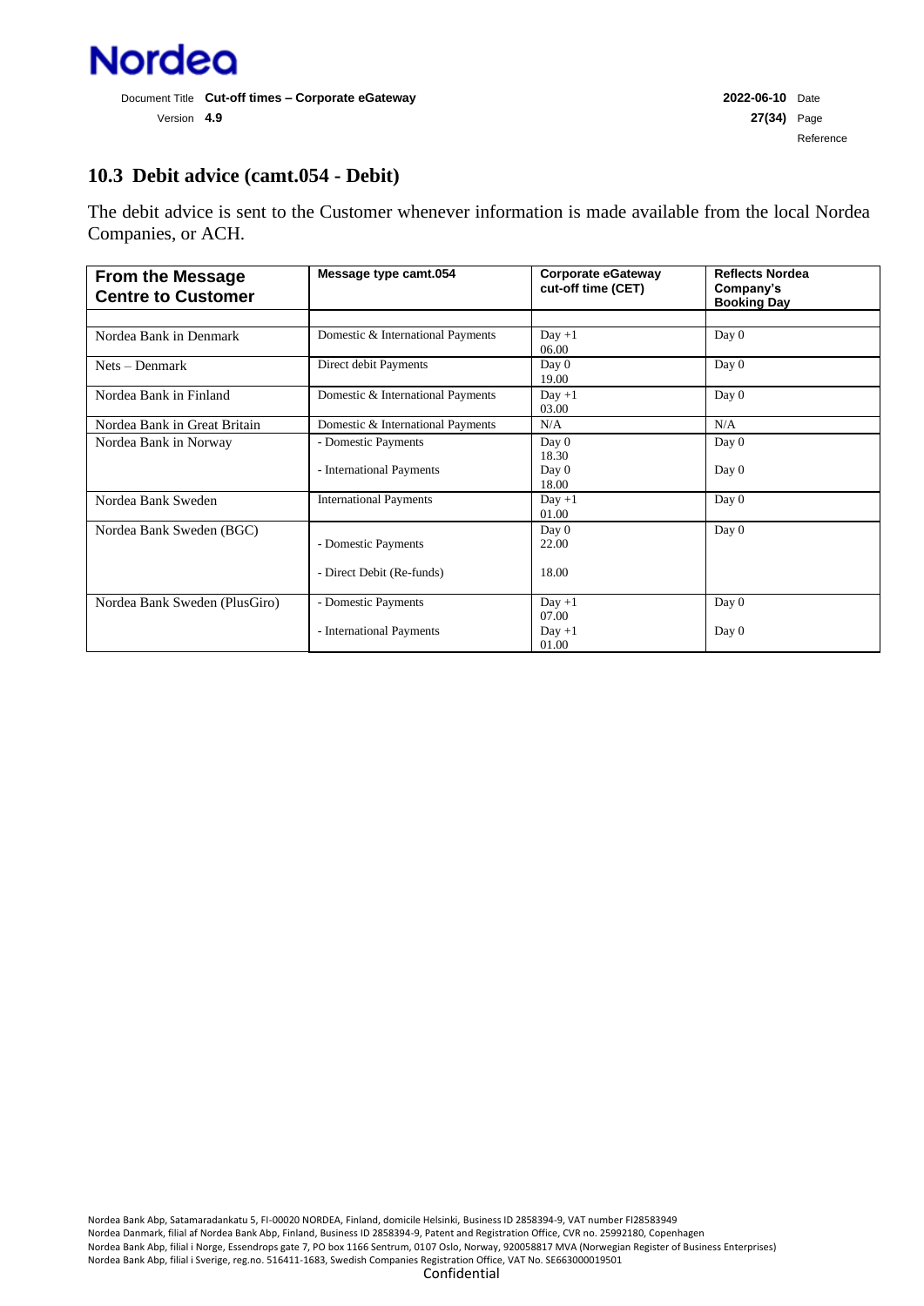## 10.3 Debit advice (camt.054 - Debit)

The debit advice is sent to the Customer whenever information is made available from the local Nordea Companies, or ACH.

| From the Message Centre to Customer | Message type camt.054 | Corporate eGateway cut-off time (CET) | Reflects Nordea Company's Booking Day |
|---|---|---|---|
| | | | |
| Nordea Bank in Denmark | Domestic & International Payments | Day +1 06.00 | Day 0 |
| Nets – Denmark | Direct debit Payments | Day 0 19.00 | Day 0 |
| Nordea Bank in Finland | Domestic & International Payments | Day +1 03.00 | Day 0 |
| Nordea Bank in Great Britain | Domestic & International Payments | N/A | N/A |
| Nordea Bank in Norway | - Domestic Payments<br>- International Payments | Day 0 18.30<br>Day 0 18.00 | Day 0<br>Day 0 |
| Nordea Bank Sweden | International Payments | Day +1 01.00 | Day 0 |
| Nordea Bank Sweden (BGC) | - Domestic Payments<br>- Direct Debit (Re-funds) | Day 0 22.00<br>18.00 | Day 0 |
| Nordea Bank Sweden (PlusGiro) | - Domestic Payments<br>- International Payments | Day +1 07.00<br>Day +1 01.00 | Day 0<br>Day 0 |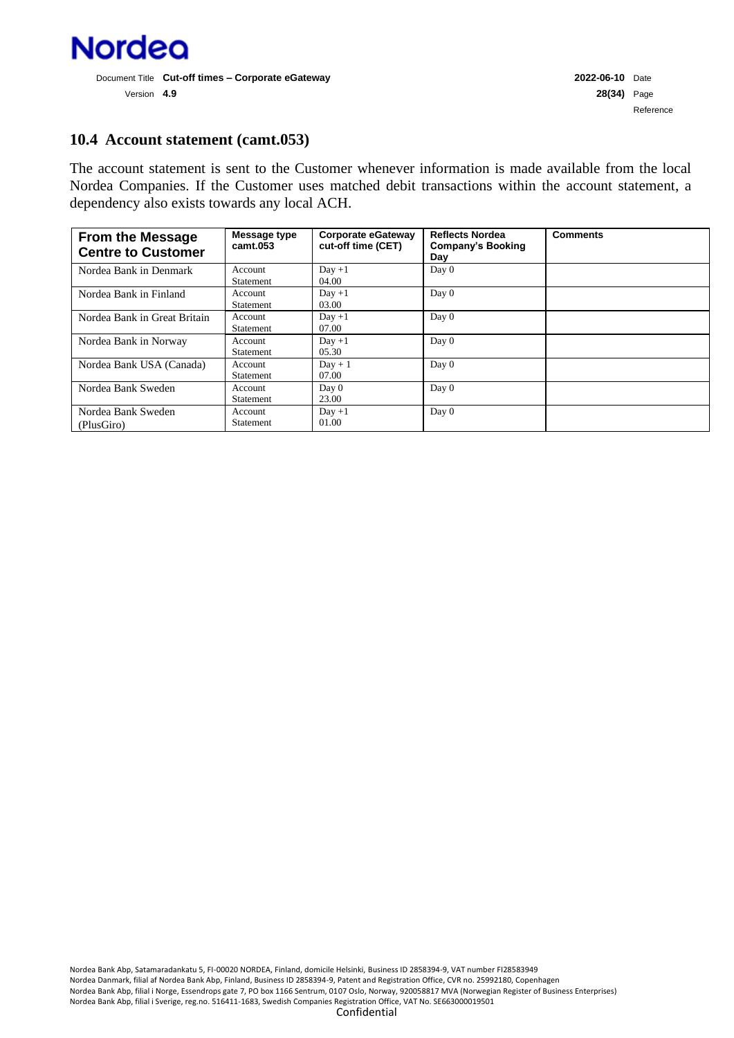## 10.4 Account statement (camt.053)

The account statement is sent to the Customer whenever information is made available from the local Nordea Companies. If the Customer uses matched debit transactions within the account statement, a dependency also exists towards any local ACH.

| From the Message Centre to Customer | Message type camt.053 | Corporate eGateway cut-off time (CET) | Reflects Nordea Company's Booking Day | Comments |
|---|---|---|---|---|
| Nordea Bank in Denmark | Account Statement | Day +1 04.00 | Day 0 | |
| Nordea Bank in Finland | Account Statement | Day +1 03.00 | Day 0 | |
| Nordea Bank in Great Britain | Account Statement | Day +1 07.00 | Day 0 | |
| Nordea Bank in Norway | Account Statement | Day +1 05.30 | Day 0 | |
| Nordea Bank USA (Canada) | Account Statement | Day + 1 07.00 | Day 0 | |
| Nordea Bank Sweden | Account Statement | Day 0 23.00 | Day 0 | |
| Nordea Bank Sweden (PlusGiro) | Account Statement | Day +1 01.00 | Day 0 | |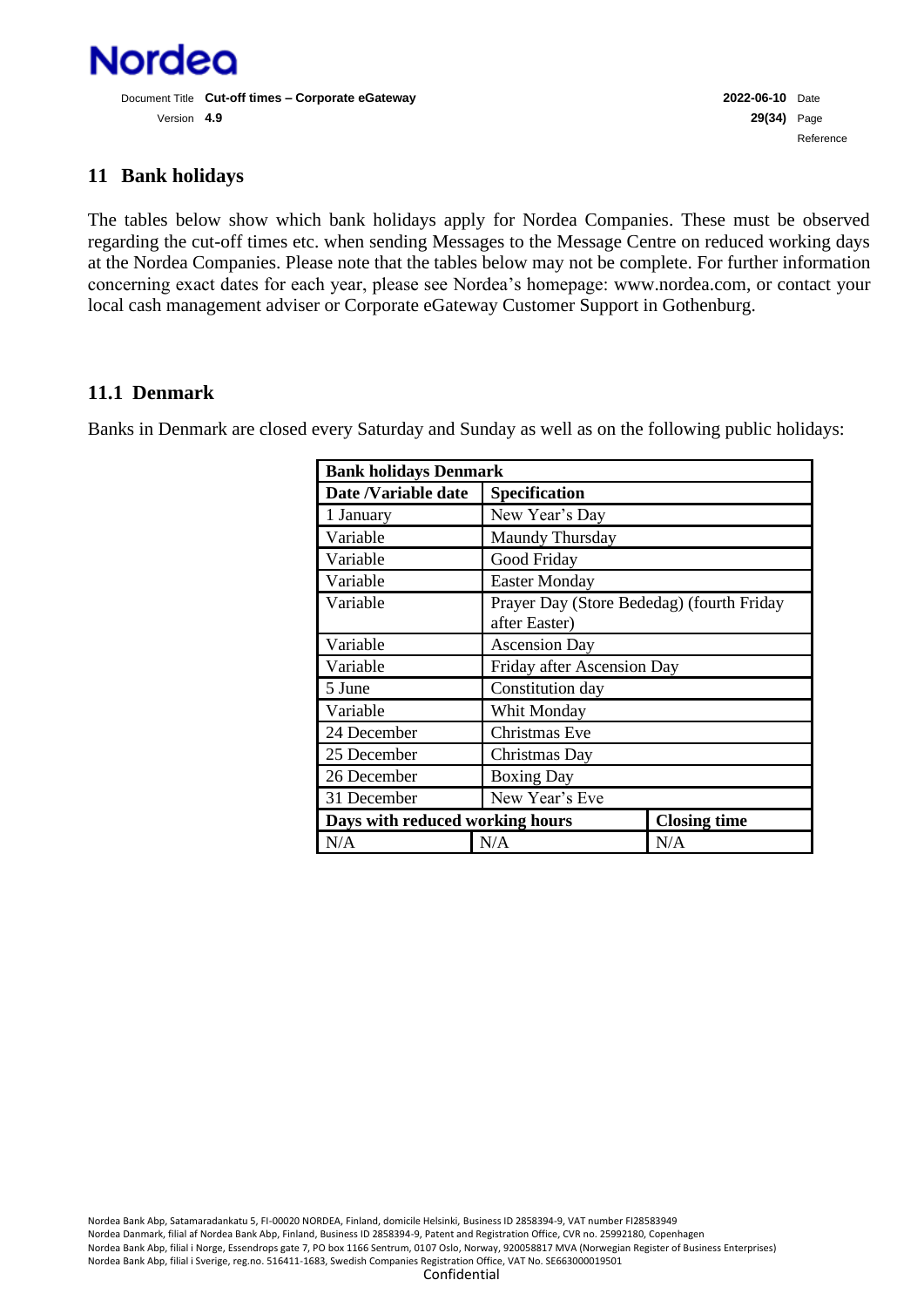## 11 Bank holidays

The tables below show which bank holidays apply for Nordea Companies. These must be observed regarding the cut-off times etc. when sending Messages to the Message Centre on reduced working days at the Nordea Companies. Please note that the tables below may not be complete. For further information concerning exact dates for each year, please see Nordea's homepage: www.nordea.com, or contact your local cash management adviser or Corporate eGateway Customer Support in Gothenburg.

### 11.1 Denmark

Banks in Denmark are closed every Saturday and Sunday as well as on the following public holidays:

| **Bank holidays Denmark** | | |
|---|---|---|
| **Date /Variable date** | **Specification** | |
| 1 January | New Year's Day | |
| Variable | Maundy Thursday | |
| Variable | Good Friday | |
| Variable | Easter Monday | |
| Variable | Prayer Day (Store Bededag) (fourth Friday after Easter) | |
| Variable | Ascension Day | |
| Variable | Friday after Ascension Day | |
| 5 June | Constitution day | |
| Variable | Whit Monday | |
| 24 December | Christmas Eve | |
| 25 December | Christmas Day | |
| 26 December | Boxing Day | |
| 31 December | New Year's Eve | |
| **Days with reduced working hours** | | **Closing time** |
| N/A | N/A | N/A |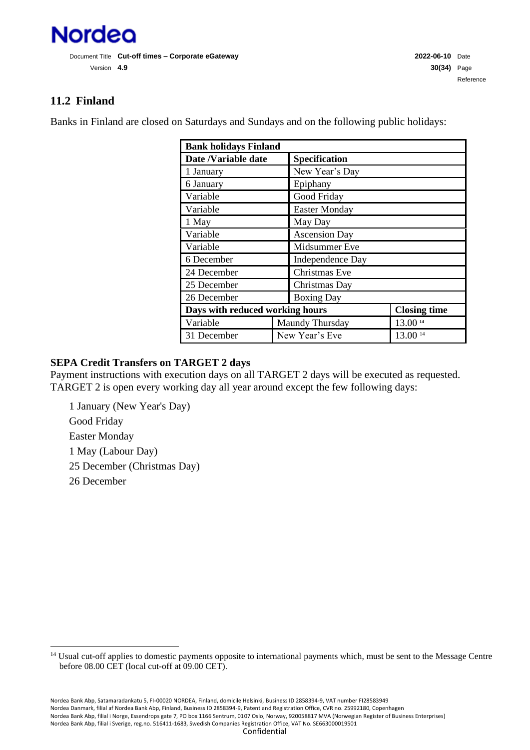## 11.2 Finland

Banks in Finland are closed on Saturdays and Sundays and on the following public holidays:

| Bank holidays Finland | | |
|---|---|---|
| **Date /Variable date** | **Specification** | |
| 1 January | New Year's Day | |
| 6 January | Epiphany | |
| Variable | Good Friday | |
| Variable | Easter Monday | |
| 1 May | May Day | |
| Variable | Ascension Day | |
| Variable | Midsummer Eve | |
| 6 December | Independence Day | |
| 24 December | Christmas Eve | |
| 25 December | Christmas Day | |
| 26 December | Boxing Day | |
| **Days with reduced working hours** | | **Closing time** |
| Variable | Maundy Thursday | 13.00 [14] |
| 31 December | New Year's Eve | 13.00 [14] |

**SEPA Credit Transfers on TARGET 2 days**
Payment instructions with execution days on all TARGET 2 days will be executed as requested. TARGET 2 is open every working day all year around except the few following days:

1 January (New Year's Day)
Good Friday
Easter Monday
1 May (Labour Day)
25 December (Christmas Day)
26 December

[14] Usual cut-off applies to domestic payments opposite to international payments which, must be sent to the Message Centre before 08.00 CET (local cut-off at 09.00 CET).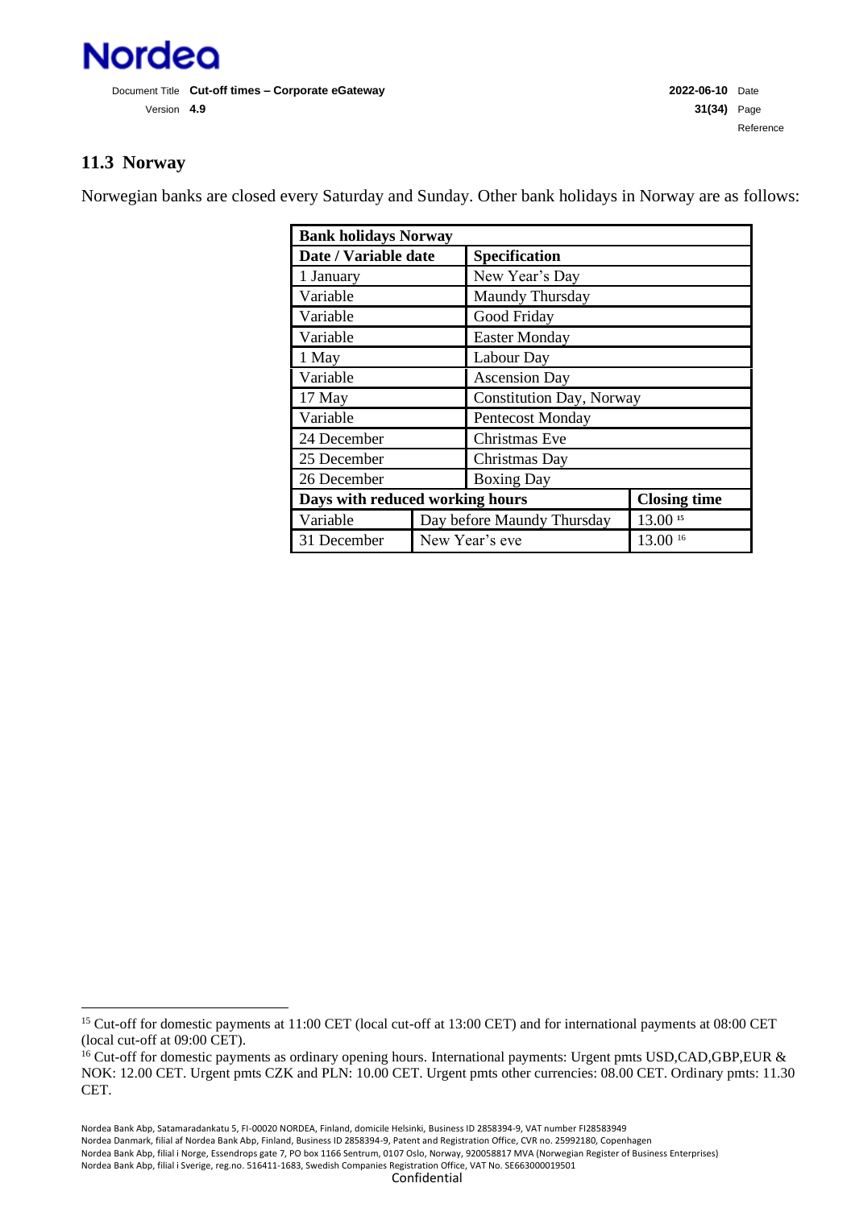## 11.3 Norway

Norwegian banks are closed every Saturday and Sunday. Other bank holidays in Norway are as follows:

| **Bank holidays Norway** | | |
|---|---|---|
| **Date / Variable date** | **Specification** | |
| 1 January | New Year's Day | |
| Variable | Maundy Thursday | |
| Variable | Good Friday | |
| Variable | Easter Monday | |
| 1 May | Labour Day | |
| Variable | Ascension Day | |
| 17 May | Constitution Day, Norway | |
| Variable | Pentecost Monday | |
| 24 December | Christmas Eve | |
| 25 December | Christmas Day | |
| 26 December | Boxing Day | |
| **Days with reduced working hours** | | **Closing time** |
| Variable | Day before Maundy Thursday | 13.00 [15] |
| 31 December | New Year's eve | 13.00 [16] |

[15] Cut-off for domestic payments at 11:00 CET (local cut-off at 13:00 CET) and for international payments at 08:00 CET (local cut-off at 09:00 CET).

[16] Cut-off for domestic payments as ordinary opening hours. International payments: Urgent pmts USD,CAD,GBP,EUR & NOK: 12.00 CET. Urgent pmts CZK and PLN: 10.00 CET. Urgent pmts other currencies: 08.00 CET. Ordinary pmts: 11.30 CET.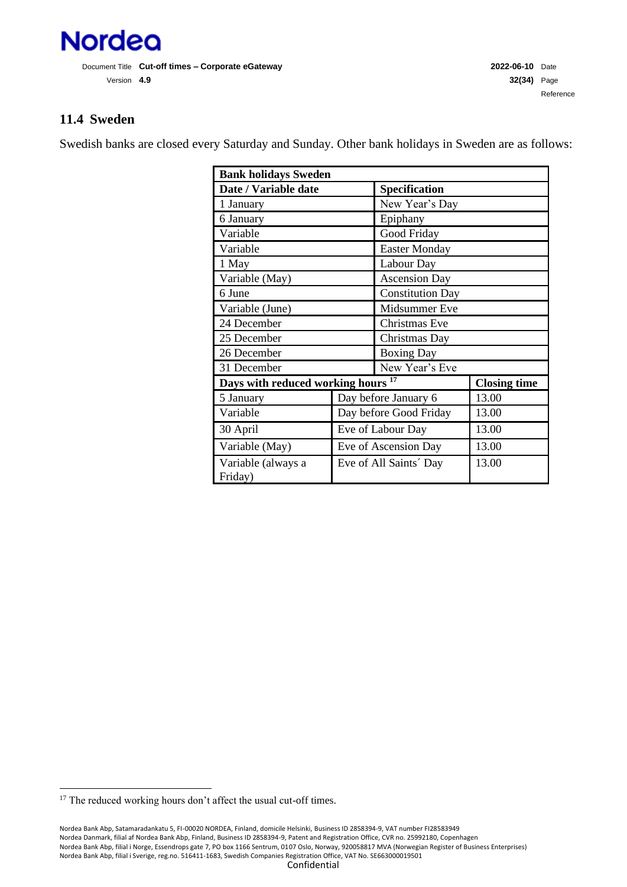## 11.4 Sweden

Swedish banks are closed every Saturday and Sunday. Other bank holidays in Sweden are as follows:

| Bank holidays Sweden | | |
|---|---|---|
| **Date / Variable date** | **Specification** | |
| 1 January | New Year's Day | |
| 6 January | Epiphany | |
| Variable | Good Friday | |
| Variable | Easter Monday | |
| 1 May | Labour Day | |
| Variable (May) | Ascension Day | |
| 6 June | Constitution Day | |
| Variable (June) | Midsummer Eve | |
| 24 December | Christmas Eve | |
| 25 December | Christmas Day | |
| 26 December | Boxing Day | |
| 31 December | New Year's Eve | |
| **Days with reduced working hours [17]** | | **Closing time** |
| 5 January | Day before January 6 | 13.00 |
| Variable | Day before Good Friday | 13.00 |
| 30 April | Eve of Labour Day | 13.00 |
| Variable (May) | Eve of Ascension Day | 13.00 |
| Variable (always a Friday) | Eve of All Saints´ Day | 13.00 |

[17] The reduced working hours don't affect the usual cut-off times.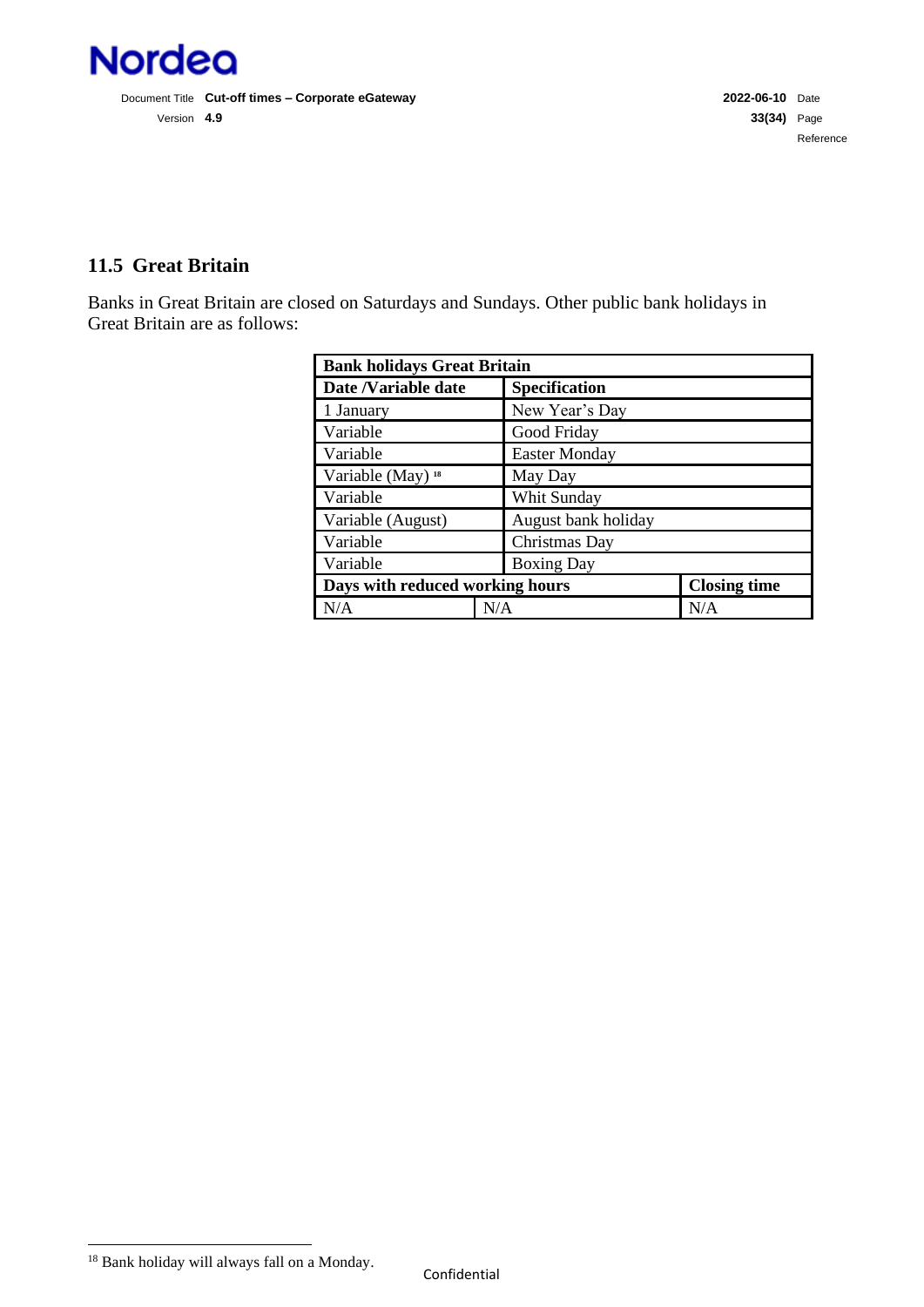## 11.5 Great Britain

Banks in Great Britain are closed on Saturdays and Sundays. Other public bank holidays in Great Britain are as follows:

| **Bank holidays Great Britain** | | |
|---|---|---|
| **Date /Variable date** | **Specification** | |
| 1 January | New Year's Day | |
| Variable | Good Friday | |
| Variable | Easter Monday | |
| Variable (May) [18] | May Day | |
| Variable | Whit Sunday | |
| Variable (August) | August bank holiday | |
| Variable | Christmas Day | |
| Variable | Boxing Day | |
| **Days with reduced working hours** | | **Closing time** |
| N/A | N/A | N/A |

[18] Bank holiday will always fall on a Monday.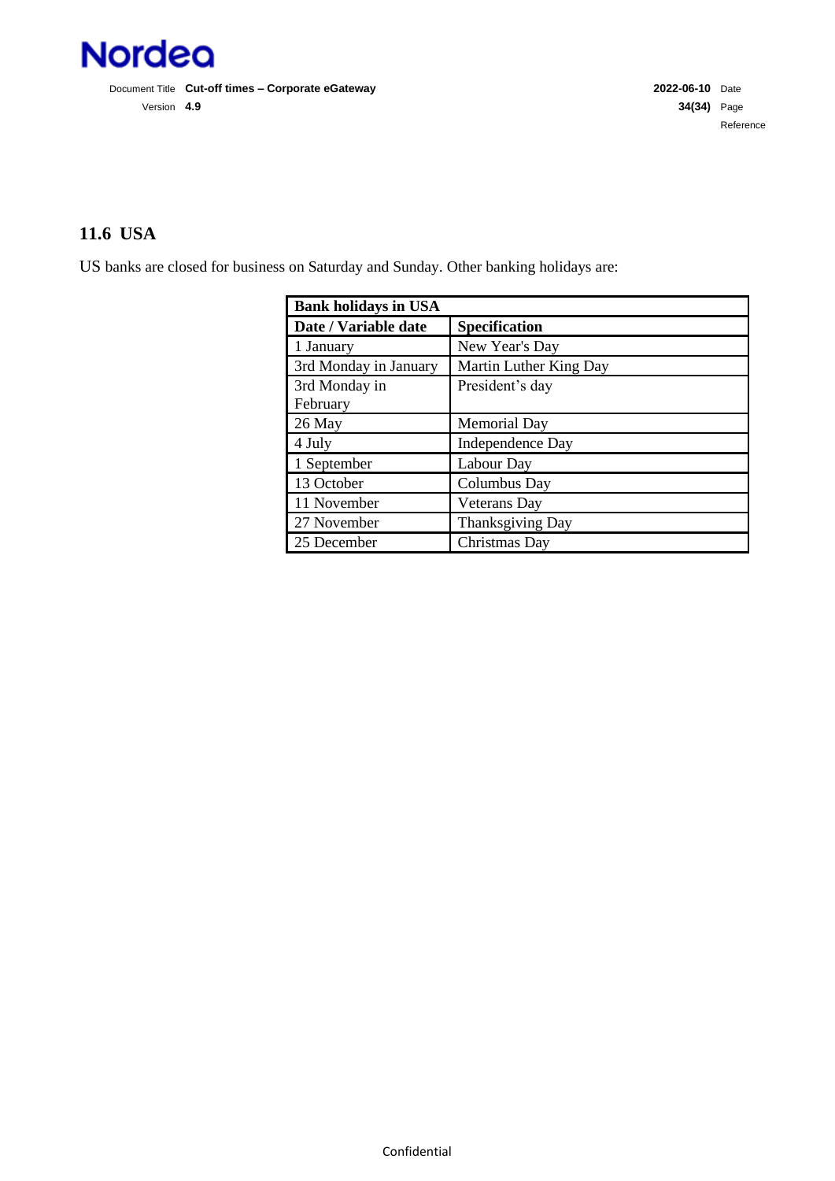## 11.6 USA

US banks are closed for business on Saturday and Sunday. Other banking holidays are:

| **Bank holidays in USA** | |
|---|---|
| **Date / Variable date** | **Specification** |
| 1 January | New Year's Day |
| 3rd Monday in January | Martin Luther King Day |
| 3rd Monday in February | President's day |
| 26 May | Memorial Day |
| 4 July | Independence Day |
| 1 September | Labour Day |
| 13 October | Columbus Day |
| 11 November | Veterans Day |
| 27 November | Thanksgiving Day |
| 25 December | Christmas Day |